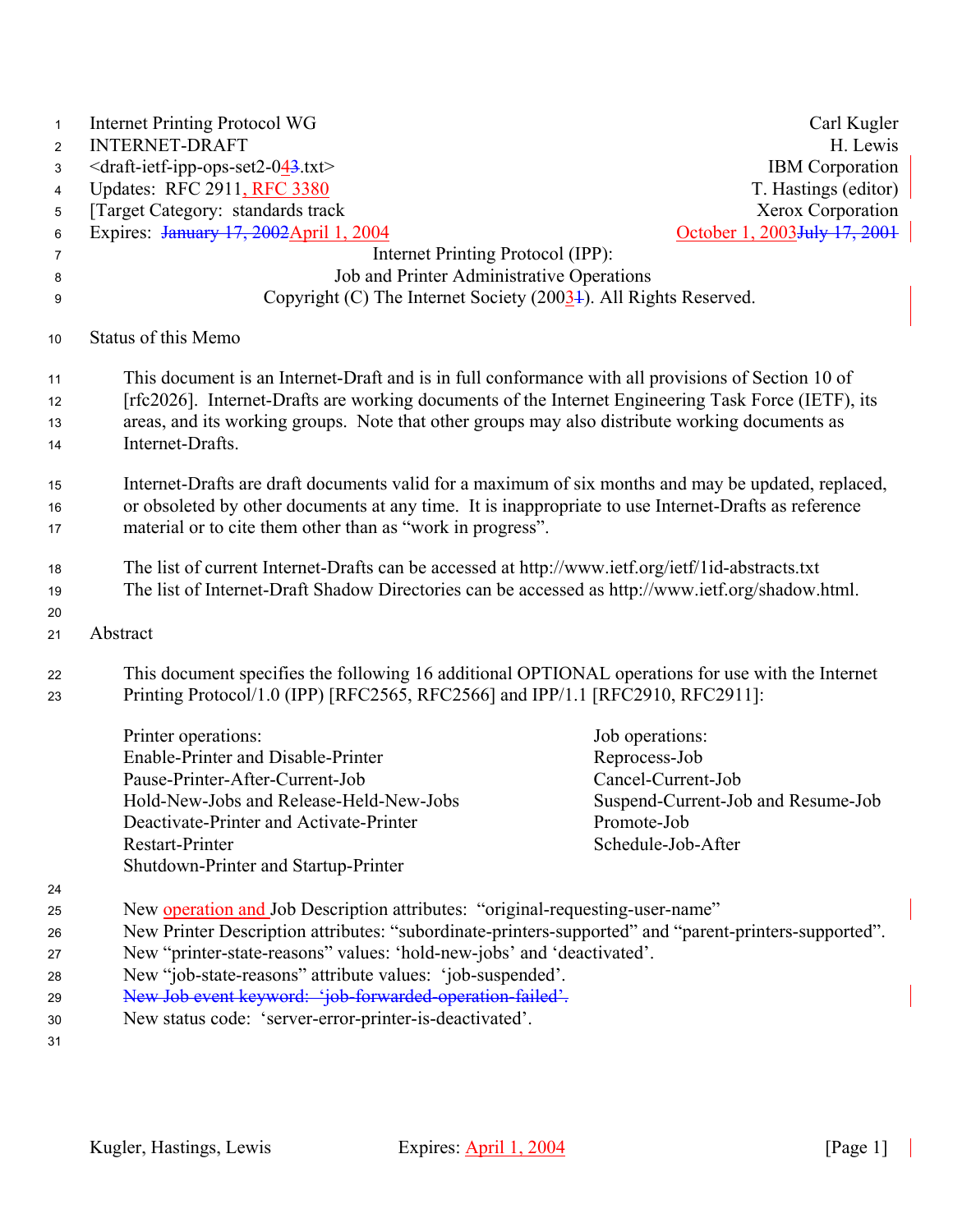Internet Printing Protocol WG — Carl Kugler
INTERNET-DRAFT — H. Lewis
<draft-ietf-ipp-ops-set2-043.txt> — IBM Corporation
Updates: RFC 2911, RFC 3380 — T. Hastings (editor)
[Target Category: standards track — Xerox Corporation
Expires: ~~January 17, 2002~~April 1, 2004 — October 1, 2003~~July 17, 2001~~

# Internet Printing Protocol (IPP): Job and Printer Administrative Operations

Copyright (C) The Internet Society (20031). All Rights Reserved.

## Status of this Memo

This document is an Internet-Draft and is in full conformance with all provisions of Section 10 of [rfc2026]. Internet-Drafts are working documents of the Internet Engineering Task Force (IETF), its areas, and its working groups. Note that other groups may also distribute working documents as Internet-Drafts.

Internet-Drafts are draft documents valid for a maximum of six months and may be updated, replaced, or obsoleted by other documents at any time. It is inappropriate to use Internet-Drafts as reference material or to cite them other than as "work in progress".

The list of current Internet-Drafts can be accessed at http://www.ietf.org/ietf/1id-abstracts.txt
The list of Internet-Draft Shadow Directories can be accessed as http://www.ietf.org/shadow.html.

## Abstract

This document specifies the following 16 additional OPTIONAL operations for use with the Internet Printing Protocol/1.0 (IPP) [RFC2565, RFC2566] and IPP/1.1 [RFC2910, RFC2911]:

| Printer operations: | Job operations: |
|---|---|
| Enable-Printer and Disable-Printer | Reprocess-Job |
| Pause-Printer-After-Current-Job | Cancel-Current-Job |
| Hold-New-Jobs and Release-Held-New-Jobs | Suspend-Current-Job and Resume-Job |
| Deactivate-Printer and Activate-Printer | Promote-Job |
| Restart-Printer | Schedule-Job-After |
| Shutdown-Printer and Startup-Printer | |

New operation and Job Description attributes: "original-requesting-user-name"
New Printer Description attributes: "subordinate-printers-supported" and "parent-printers-supported".
New "printer-state-reasons" values: 'hold-new-jobs' and 'deactivated'.
New "job-state-reasons" attribute values: 'job-suspended'.
~~New Job event keyword: 'job-forwarded-operation-failed'.~~
New status code: 'server-error-printer-is-deactivated'.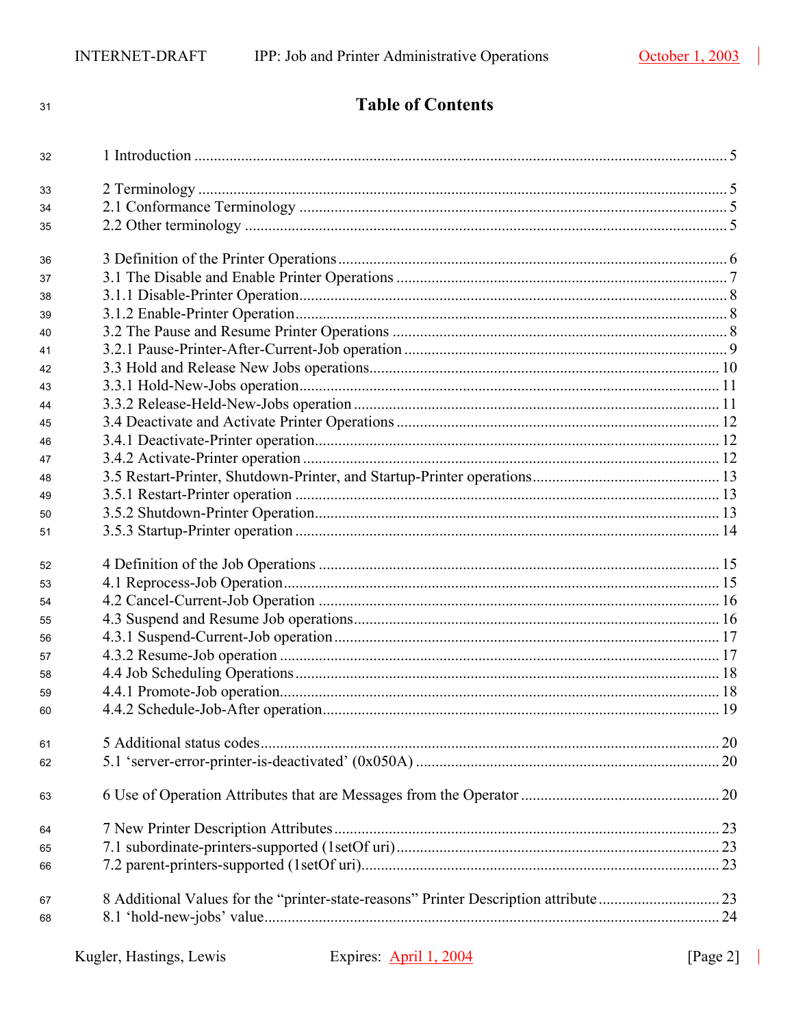# Table of Contents

1 Introduction ........................................................................................................................ 5

2 Terminology ....................................................................................................................... 5
2.1 Conformance Terminology .............................................................................................. 5
2.2 Other terminology ........................................................................................................... 5

3 Definition of the Printer Operations .................................................................................. 6
3.1 The Disable and Enable Printer Operations .................................................................... 7
3.1.1 Disable-Printer Operation............................................................................................ 8
3.1.2 Enable-Printer Operation............................................................................................. 8
3.2 The Pause and Resume Printer Operations ...................................................................... 8
3.2.1 Pause-Printer-After-Current-Job operation ................................................................... 9
3.3 Hold and Release New Jobs operations.......................................................................... 10
3.3.1 Hold-New-Jobs operation.......................................................................................... 11
3.3.2 Release-Held-New-Jobs operation ............................................................................. 11
3.4 Deactivate and Activate Printer Operations .................................................................. 12
3.4.1 Deactivate-Printer operation...................................................................................... 12
3.4.2 Activate-Printer operation ......................................................................................... 12
3.5 Restart-Printer, Shutdown-Printer, and Startup-Printer operations................................ 13
3.5.1 Restart-Printer operation ............................................................................................ 13
3.5.2 Shutdown-Printer Operation....................................................................................... 13
3.5.3 Startup-Printer operation ............................................................................................ 14

4 Definition of the Job Operations ..................................................................................... 15
4.1 Reprocess-Job Operation.............................................................................................. 15
4.2 Cancel-Current-Job Operation ...................................................................................... 16
4.3 Suspend and Resume Job operations............................................................................. 16
4.3.1 Suspend-Current-Job operation .................................................................................. 17
4.3.2 Resume-Job operation ................................................................................................ 17
4.4 Job Scheduling Operations ............................................................................................ 18
4.4.1 Promote-Job operation............................................................................................... 18
4.4.2 Schedule-Job-After operation..................................................................................... 19

5 Additional status codes..................................................................................................... 20
5.1 'server-error-printer-is-deactivated' (0x050A) ............................................................. 20

6 Use of Operation Attributes that are Messages from the Operator ................................... 20

7 New Printer Description Attributes.................................................................................. 23
7.1 subordinate-printers-supported (1setOf uri).................................................................. 23
7.2 parent-printers-supported (1setOf uri)........................................................................... 23

8 Additional Values for the "printer-state-reasons" Printer Description attribute ............................... 23
8.1 'hold-new-jobs' value.................................................................................................... 24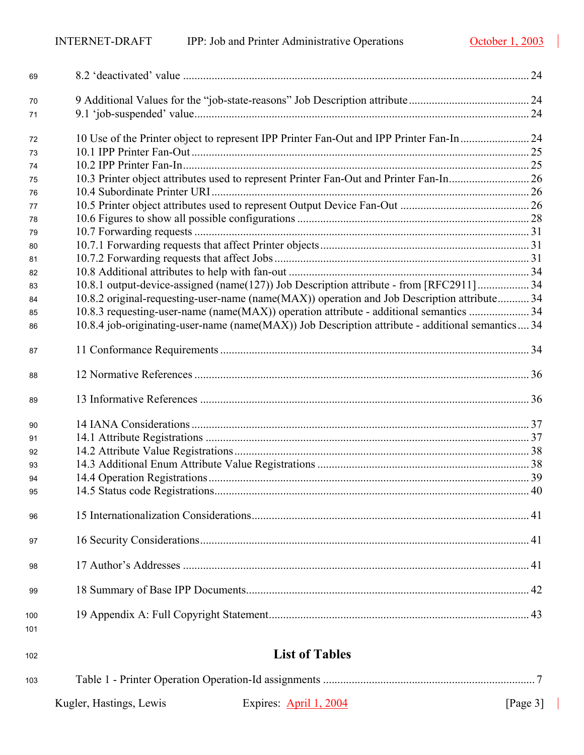8.2 'deactivated' value ........................................................................................................ 24

9 Additional Values for the "job-state-reasons" Job Description attribute .......................................... 24
9.1 'job-suspended' value ..................................................................................................... 24

10 Use of the Printer object to represent IPP Printer Fan-Out and IPP Printer Fan-In ........................ 24
10.1 IPP Printer Fan-Out ..................................................................................................... 25
10.2 IPP Printer Fan-In ........................................................................................................ 25
10.3 Printer object attributes used to represent Printer Fan-Out and Printer Fan-In ............................ 26
10.4 Subordinate Printer URI ............................................................................................. 26
10.5 Printer object attributes used to represent Output Device Fan-Out ............................................ 26
10.6 Figures to show all possible configurations ............................................................... 28
10.7 Forwarding requests ................................................................................................... 31
10.7.1 Forwarding requests that affect Printer objects ........................................................ 31
10.7.2 Forwarding requests that affect Jobs ........................................................................ 31
10.8 Additional attributes to help with fan-out .................................................................... 34
10.8.1 output-device-assigned (name(127)) Job Description attribute - from [RFC2911] .................. 34
10.8.2 original-requesting-user-name (name(MAX)) operation and Job Description attribute ........... 34
10.8.3 requesting-user-name (name(MAX)) operation attribute - additional semantics ..................... 34
10.8.4 job-originating-user-name (name(MAX)) Job Description attribute - additional semantics .... 34

11 Conformance Requirements ........................................................................................... 34

12 Normative References .................................................................................................... 36

13 Informative References .................................................................................................. 36

14 IANA Considerations ..................................................................................................... 37
14.1 Attribute Registrations ................................................................................................ 37
14.2 Attribute Value Registrations ...................................................................................... 38
14.3 Additional Enum Attribute Value Registrations .......................................................... 38
14.4 Operation Registrations ............................................................................................... 39
14.5 Status code Registrations ............................................................................................. 40

15 Internationalization Considerations ................................................................................ 41

16 Security Considerations .................................................................................................. 41

17 Author's Addresses ........................................................................................................ 41

18 Summary of Base IPP Documents .................................................................................. 42

19 Appendix A: Full Copyright Statement .......................................................................... 43

## List of Tables

Table 1 - Printer Operation Operation-Id assignments ......................................................................... 7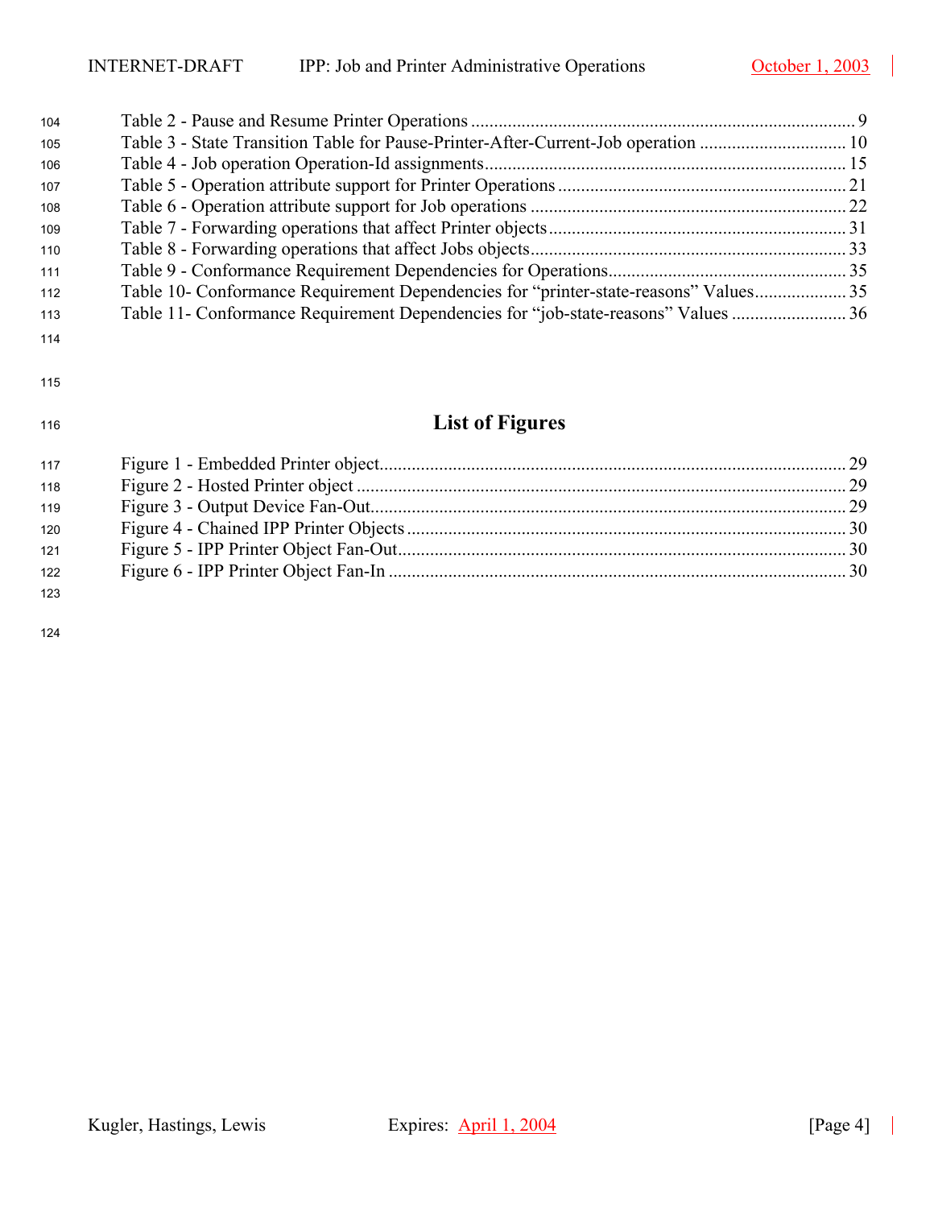Table 2 - Pause and Resume Printer Operations ................................................................................... 9
Table 3 - State Transition Table for Pause-Printer-After-Current-Job operation ................................ 10
Table 4 - Job operation Operation-Id assignments.............................................................................. 15
Table 5 - Operation attribute support for Printer Operations ............................................................... 21
Table 6 - Operation attribute support for Job operations ..................................................................... 22
Table 7 - Forwarding operations that affect Printer objects................................................................. 31
Table 8 - Forwarding operations that affect Jobs objects..................................................................... 33
Table 9 - Conformance Requirement Dependencies for Operations.................................................... 35
Table 10- Conformance Requirement Dependencies for "printer-state-reasons" Values.................... 35
Table 11- Conformance Requirement Dependencies for "job-state-reasons" Values ......................... 36

## List of Figures

Figure 1 - Embedded Printer object..................................................................................................... 29
Figure 2 - Hosted Printer object .......................................................................................................... 29
Figure 3 - Output Device Fan-Out....................................................................................................... 29
Figure 4 - Chained IPP Printer Objects ............................................................................................... 30
Figure 5 - IPP Printer Object Fan-Out................................................................................................. 30
Figure 6 - IPP Printer Object Fan-In ................................................................................................... 30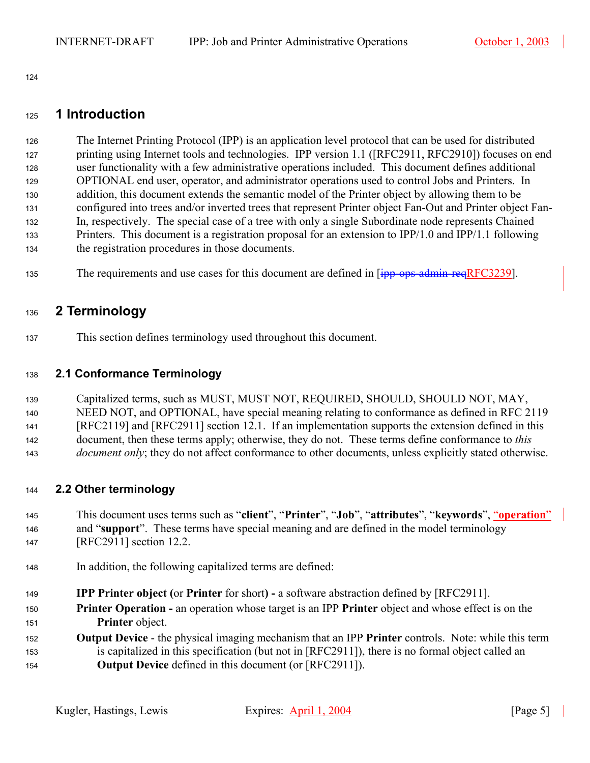# 1 Introduction

The Internet Printing Protocol (IPP) is an application level protocol that can be used for distributed printing using Internet tools and technologies. IPP version 1.1 ([RFC2911, RFC2910]) focuses on end user functionality with a few administrative operations included. This document defines additional OPTIONAL end user, operator, and administrator operations used to control Jobs and Printers. In addition, this document extends the semantic model of the Printer object by allowing them to be configured into trees and/or inverted trees that represent Printer object Fan-Out and Printer object Fan-In, respectively. The special case of a tree with only a single Subordinate node represents Chained Printers. This document is a registration proposal for an extension to IPP/1.0 and IPP/1.1 following the registration procedures in those documents.

The requirements and use cases for this document are defined in [~~ipp-ops-admin-req~~RFC3239].

# 2 Terminology

This section defines terminology used throughout this document.

## 2.1 Conformance Terminology

Capitalized terms, such as MUST, MUST NOT, REQUIRED, SHOULD, SHOULD NOT, MAY, NEED NOT, and OPTIONAL, have special meaning relating to conformance as defined in RFC 2119 [RFC2119] and [RFC2911] section 12.1. If an implementation supports the extension defined in this document, then these terms apply; otherwise, they do not. These terms define conformance to *this document only*; they do not affect conformance to other documents, unless explicitly stated otherwise.

## 2.2 Other terminology

This document uses terms such as "**client**", "**Printer**", "**Job**", "**attributes**", "**keywords**", "**operation**" and "**support**". These terms have special meaning and are defined in the model terminology [RFC2911] section 12.2.

In addition, the following capitalized terms are defined:

**IPP Printer object** (or **Printer** for short**) -** a software abstraction defined by [RFC2911].

**Printer Operation -** an operation whose target is an IPP **Printer** object and whose effect is on the **Printer** object.

**Output Device** - the physical imaging mechanism that an IPP **Printer** controls. Note: while this term is capitalized in this specification (but not in [RFC2911]), there is no formal object called an **Output Device** defined in this document (or [RFC2911]).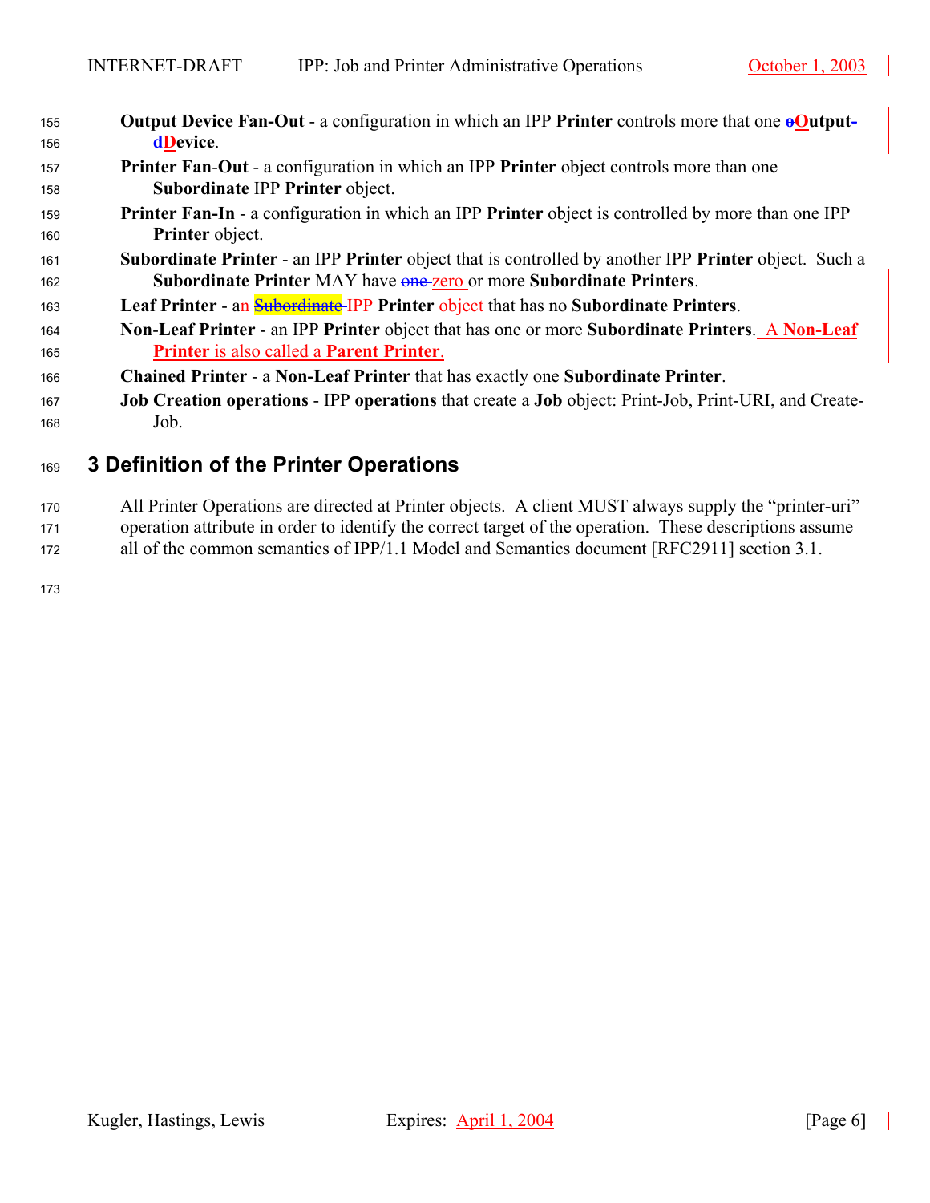**Output Device Fan-Out** - a configuration in which an IPP **Printer** controls more that one ~~o~~**Output-**~~d~~**Device**.

**Printer Fan-Out** - a configuration in which an IPP **Printer** object controls more than one **Subordinate** IPP **Printer** object.

**Printer Fan-In** - a configuration in which an IPP **Printer** object is controlled by more than one IPP **Printer** object.

**Subordinate Printer** - an IPP **Printer** object that is controlled by another IPP **Printer** object. Such a **Subordinate Printer** MAY have ~~one~~ zero or more **Subordinate Printers**.

**Leaf Printer** - an ~~Subordinate~~ IPP **Printer** object that has no **Subordinate Printers**.

**Non-Leaf Printer** - an IPP **Printer** object that has one or more **Subordinate Printers**. A **Non-Leaf Printer** is also called a **Parent Printer**.

**Chained Printer** - a **Non-Leaf Printer** that has exactly one **Subordinate Printer**.

**Job Creation operations** - IPP **operations** that create a **Job** object: Print-Job, Print-URI, and Create-Job.

# 3 Definition of the Printer Operations

All Printer Operations are directed at Printer objects. A client MUST always supply the "printer-uri" operation attribute in order to identify the correct target of the operation. These descriptions assume all of the common semantics of IPP/1.1 Model and Semantics document [RFC2911] section 3.1.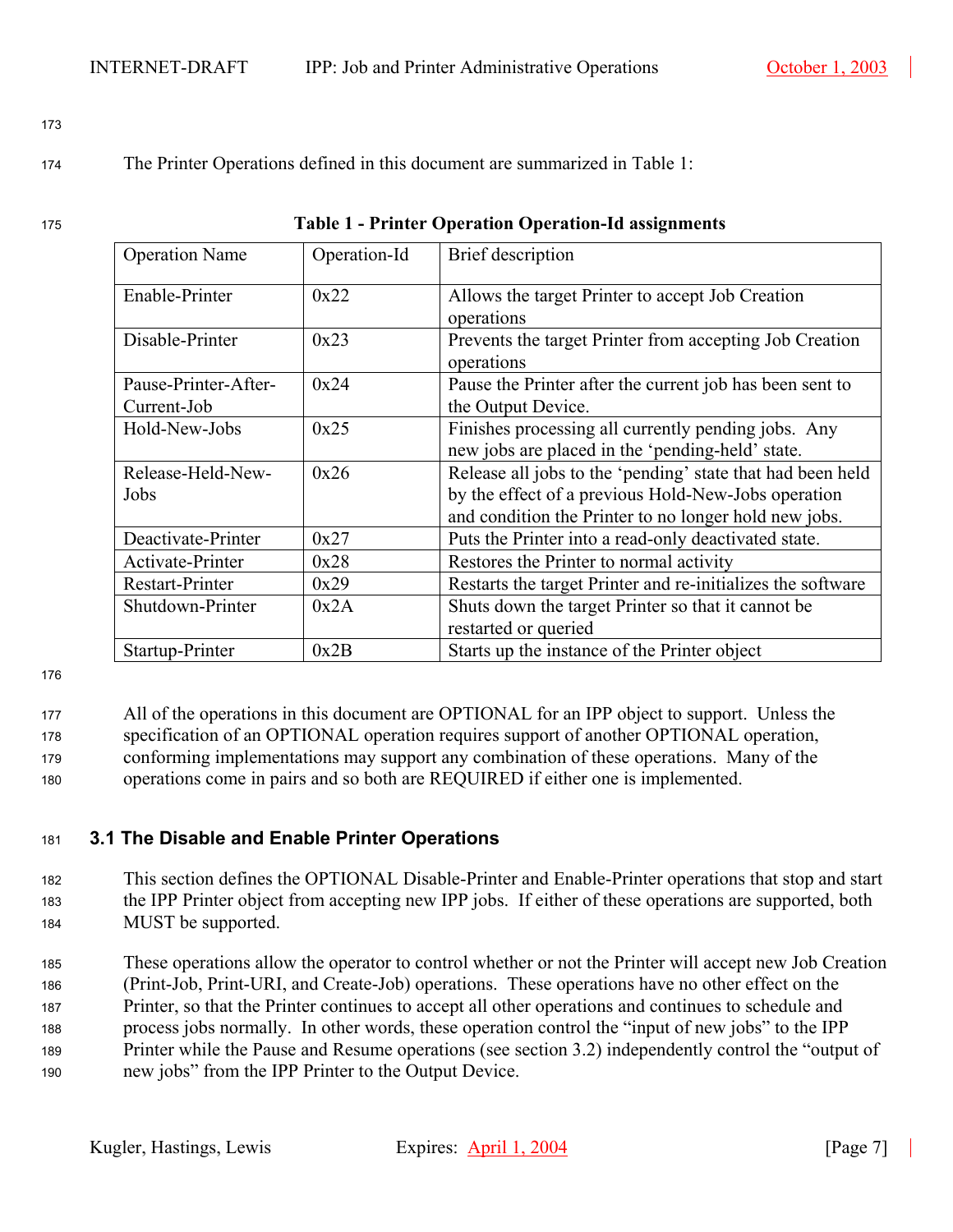The Printer Operations defined in this document are summarized in Table 1:

**Table 1 - Printer Operation Operation-Id assignments**

| Operation Name | Operation-Id | Brief description |
|---|---|---|
| Enable-Printer | 0x22 | Allows the target Printer to accept Job Creation operations |
| Disable-Printer | 0x23 | Prevents the target Printer from accepting Job Creation operations |
| Pause-Printer-After-Current-Job | 0x24 | Pause the Printer after the current job has been sent to the Output Device. |
| Hold-New-Jobs | 0x25 | Finishes processing all currently pending jobs. Any new jobs are placed in the 'pending-held' state. |
| Release-Held-New-Jobs | 0x26 | Release all jobs to the 'pending' state that had been held by the effect of a previous Hold-New-Jobs operation and condition the Printer to no longer hold new jobs. |
| Deactivate-Printer | 0x27 | Puts the Printer into a read-only deactivated state. |
| Activate-Printer | 0x28 | Restores the Printer to normal activity |
| Restart-Printer | 0x29 | Restarts the target Printer and re-initializes the software |
| Shutdown-Printer | 0x2A | Shuts down the target Printer so that it cannot be restarted or queried |
| Startup-Printer | 0x2B | Starts up the instance of the Printer object |

All of the operations in this document are OPTIONAL for an IPP object to support. Unless the specification of an OPTIONAL operation requires support of another OPTIONAL operation, conforming implementations may support any combination of these operations. Many of the operations come in pairs and so both are REQUIRED if either one is implemented.

## 3.1 The Disable and Enable Printer Operations

This section defines the OPTIONAL Disable-Printer and Enable-Printer operations that stop and start the IPP Printer object from accepting new IPP jobs. If either of these operations are supported, both MUST be supported.

These operations allow the operator to control whether or not the Printer will accept new Job Creation (Print-Job, Print-URI, and Create-Job) operations. These operations have no other effect on the Printer, so that the Printer continues to accept all other operations and continues to schedule and process jobs normally. In other words, these operation control the "input of new jobs" to the IPP Printer while the Pause and Resume operations (see section 3.2) independently control the "output of new jobs" from the IPP Printer to the Output Device.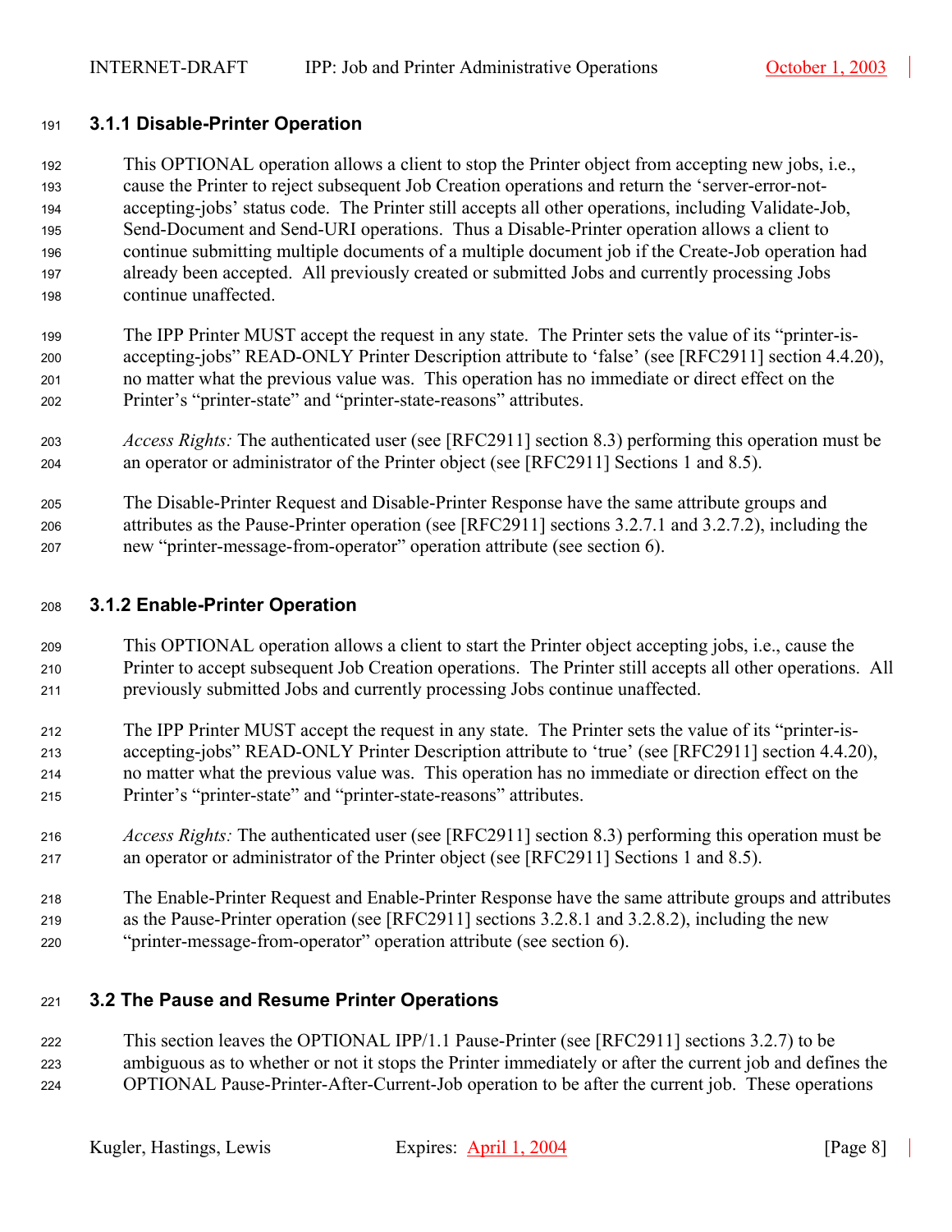### 3.1.1 Disable-Printer Operation

This OPTIONAL operation allows a client to stop the Printer object from accepting new jobs, i.e., cause the Printer to reject subsequent Job Creation operations and return the 'server-error-not-accepting-jobs' status code. The Printer still accepts all other operations, including Validate-Job, Send-Document and Send-URI operations. Thus a Disable-Printer operation allows a client to continue submitting multiple documents of a multiple document job if the Create-Job operation had already been accepted. All previously created or submitted Jobs and currently processing Jobs continue unaffected.

The IPP Printer MUST accept the request in any state. The Printer sets the value of its "printer-is-accepting-jobs" READ-ONLY Printer Description attribute to 'false' (see [RFC2911] section 4.4.20), no matter what the previous value was. This operation has no immediate or direct effect on the Printer's "printer-state" and "printer-state-reasons" attributes.

*Access Rights:* The authenticated user (see [RFC2911] section 8.3) performing this operation must be an operator or administrator of the Printer object (see [RFC2911] Sections 1 and 8.5).

The Disable-Printer Request and Disable-Printer Response have the same attribute groups and attributes as the Pause-Printer operation (see [RFC2911] sections 3.2.7.1 and 3.2.7.2), including the new "printer-message-from-operator" operation attribute (see section 6).

### 3.1.2 Enable-Printer Operation

This OPTIONAL operation allows a client to start the Printer object accepting jobs, i.e., cause the Printer to accept subsequent Job Creation operations. The Printer still accepts all other operations. All previously submitted Jobs and currently processing Jobs continue unaffected.

The IPP Printer MUST accept the request in any state. The Printer sets the value of its "printer-is-accepting-jobs" READ-ONLY Printer Description attribute to 'true' (see [RFC2911] section 4.4.20), no matter what the previous value was. This operation has no immediate or direction effect on the Printer's "printer-state" and "printer-state-reasons" attributes.

*Access Rights:* The authenticated user (see [RFC2911] section 8.3) performing this operation must be an operator or administrator of the Printer object (see [RFC2911] Sections 1 and 8.5).

The Enable-Printer Request and Enable-Printer Response have the same attribute groups and attributes as the Pause-Printer operation (see [RFC2911] sections 3.2.8.1 and 3.2.8.2), including the new "printer-message-from-operator" operation attribute (see section 6).

## 3.2 The Pause and Resume Printer Operations

This section leaves the OPTIONAL IPP/1.1 Pause-Printer (see [RFC2911] sections 3.2.7) to be ambiguous as to whether or not it stops the Printer immediately or after the current job and defines the OPTIONAL Pause-Printer-After-Current-Job operation to be after the current job. These operations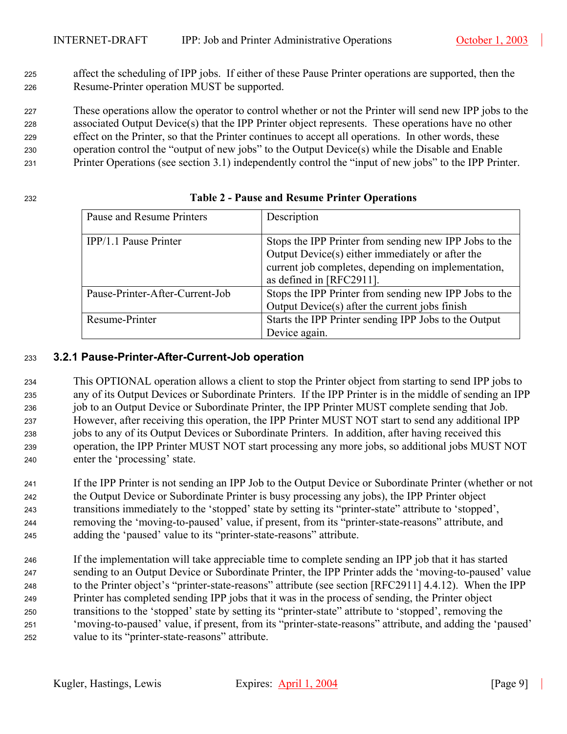affect the scheduling of IPP jobs. If either of these Pause Printer operations are supported, then the Resume-Printer operation MUST be supported.

These operations allow the operator to control whether or not the Printer will send new IPP jobs to the associated Output Device(s) that the IPP Printer object represents. These operations have no other effect on the Printer, so that the Printer continues to accept all operations. In other words, these operation control the "output of new jobs" to the Output Device(s) while the Disable and Enable Printer Operations (see section 3.1) independently control the "input of new jobs" to the IPP Printer.

**Table 2 - Pause and Resume Printer Operations**

| Pause and Resume Printers | Description |
|---|---|
| IPP/1.1 Pause Printer | Stops the IPP Printer from sending new IPP Jobs to the Output Device(s) either immediately or after the current job completes, depending on implementation, as defined in [RFC2911]. |
| Pause-Printer-After-Current-Job | Stops the IPP Printer from sending new IPP Jobs to the Output Device(s) after the current jobs finish |
| Resume-Printer | Starts the IPP Printer sending IPP Jobs to the Output Device again. |

### 3.2.1 Pause-Printer-After-Current-Job operation

This OPTIONAL operation allows a client to stop the Printer object from starting to send IPP jobs to any of its Output Devices or Subordinate Printers. If the IPP Printer is in the middle of sending an IPP job to an Output Device or Subordinate Printer, the IPP Printer MUST complete sending that Job. However, after receiving this operation, the IPP Printer MUST NOT start to send any additional IPP jobs to any of its Output Devices or Subordinate Printers. In addition, after having received this operation, the IPP Printer MUST NOT start processing any more jobs, so additional jobs MUST NOT enter the 'processing' state.

If the IPP Printer is not sending an IPP Job to the Output Device or Subordinate Printer (whether or not the Output Device or Subordinate Printer is busy processing any jobs), the IPP Printer object transitions immediately to the 'stopped' state by setting its "printer-state" attribute to 'stopped', removing the 'moving-to-paused' value, if present, from its "printer-state-reasons" attribute, and adding the 'paused' value to its "printer-state-reasons" attribute.

If the implementation will take appreciable time to complete sending an IPP job that it has started sending to an Output Device or Subordinate Printer, the IPP Printer adds the 'moving-to-paused' value to the Printer object's "printer-state-reasons" attribute (see section [RFC2911] 4.4.12). When the IPP Printer has completed sending IPP jobs that it was in the process of sending, the Printer object transitions to the 'stopped' state by setting its "printer-state" attribute to 'stopped', removing the 'moving-to-paused' value, if present, from its "printer-state-reasons" attribute, and adding the 'paused' value to its "printer-state-reasons" attribute.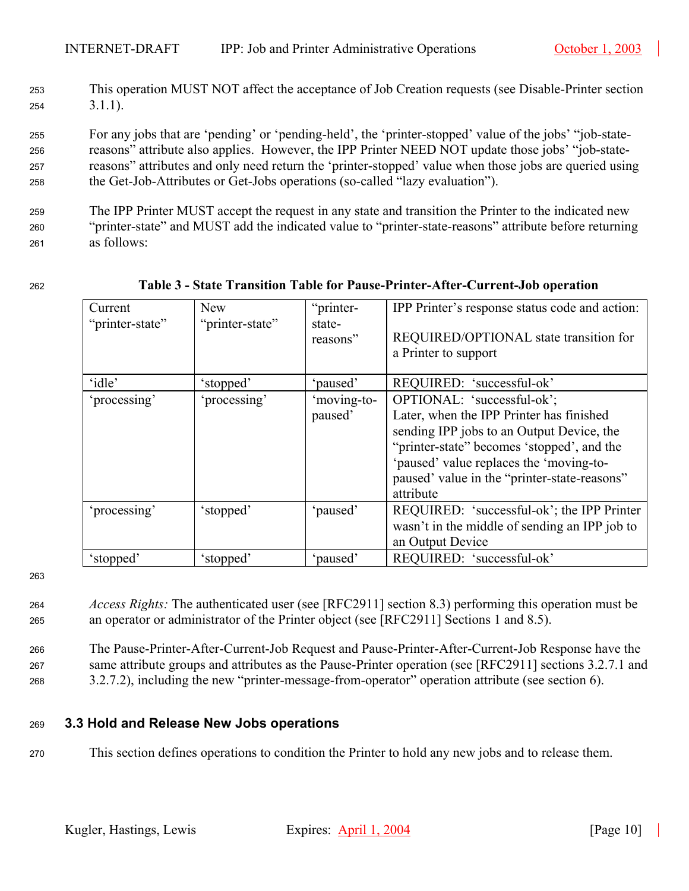This operation MUST NOT affect the acceptance of Job Creation requests (see Disable-Printer section 3.1.1).

For any jobs that are 'pending' or 'pending-held', the 'printer-stopped' value of the jobs' "job-state-reasons" attribute also applies. However, the IPP Printer NEED NOT update those jobs' "job-state-reasons" attributes and only need return the 'printer-stopped' value when those jobs are queried using the Get-Job-Attributes or Get-Jobs operations (so-called "lazy evaluation").

The IPP Printer MUST accept the request in any state and transition the Printer to the indicated new "printer-state" and MUST add the indicated value to "printer-state-reasons" attribute before returning as follows:

**Table 3 - State Transition Table for Pause-Printer-After-Current-Job operation**

| Current "printer-state" | New "printer-state" | "printer-state-reasons" | IPP Printer's response status code and action:<br><br>REQUIRED/OPTIONAL state transition for a Printer to support |
|---|---|---|---|
| 'idle' | 'stopped' | 'paused' | REQUIRED: 'successful-ok' |
| 'processing' | 'processing' | 'moving-to-paused' | OPTIONAL: 'successful-ok';<br>Later, when the IPP Printer has finished sending IPP jobs to an Output Device, the "printer-state" becomes 'stopped', and the 'paused' value replaces the 'moving-to-paused' value in the "printer-state-reasons" attribute |
| 'processing' | 'stopped' | 'paused' | REQUIRED: 'successful-ok'; the IPP Printer wasn't in the middle of sending an IPP job to an Output Device |
| 'stopped' | 'stopped' | 'paused' | REQUIRED: 'successful-ok' |

*Access Rights:* The authenticated user (see [RFC2911] section 8.3) performing this operation must be an operator or administrator of the Printer object (see [RFC2911] Sections 1 and 8.5).

The Pause-Printer-After-Current-Job Request and Pause-Printer-After-Current-Job Response have the same attribute groups and attributes as the Pause-Printer operation (see [RFC2911] sections 3.2.7.1 and 3.2.7.2), including the new "printer-message-from-operator" operation attribute (see section 6).

### 3.3 Hold and Release New Jobs operations

This section defines operations to condition the Printer to hold any new jobs and to release them.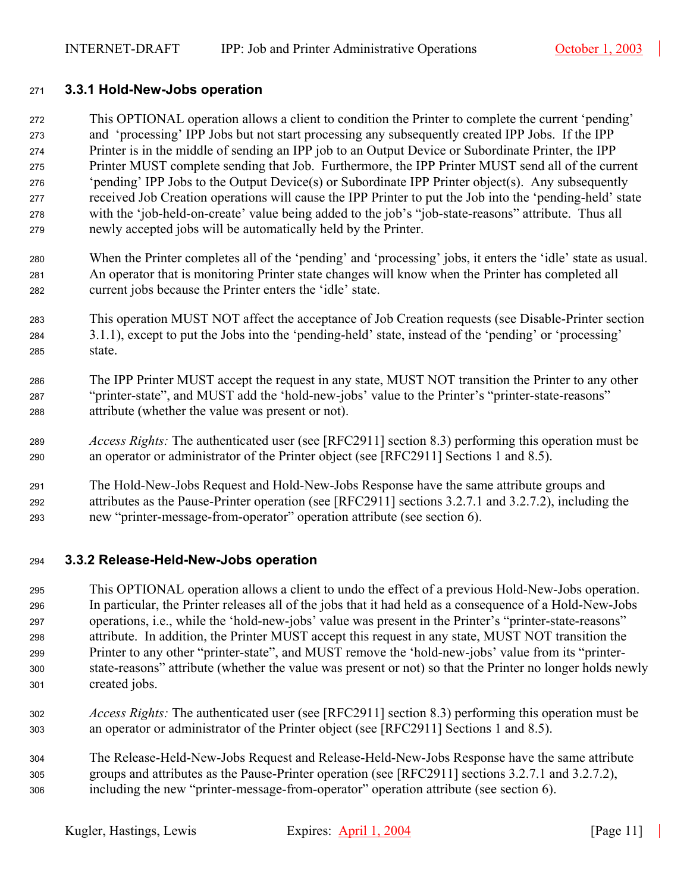### 3.3.1 Hold-New-Jobs operation

This OPTIONAL operation allows a client to condition the Printer to complete the current 'pending' and 'processing' IPP Jobs but not start processing any subsequently created IPP Jobs. If the IPP Printer is in the middle of sending an IPP job to an Output Device or Subordinate Printer, the IPP Printer MUST complete sending that Job. Furthermore, the IPP Printer MUST send all of the current 'pending' IPP Jobs to the Output Device(s) or Subordinate IPP Printer object(s). Any subsequently received Job Creation operations will cause the IPP Printer to put the Job into the 'pending-held' state with the 'job-held-on-create' value being added to the job's "job-state-reasons" attribute. Thus all newly accepted jobs will be automatically held by the Printer.

When the Printer completes all of the 'pending' and 'processing' jobs, it enters the 'idle' state as usual. An operator that is monitoring Printer state changes will know when the Printer has completed all current jobs because the Printer enters the 'idle' state.

This operation MUST NOT affect the acceptance of Job Creation requests (see Disable-Printer section 3.1.1), except to put the Jobs into the 'pending-held' state, instead of the 'pending' or 'processing' state.

The IPP Printer MUST accept the request in any state, MUST NOT transition the Printer to any other "printer-state", and MUST add the 'hold-new-jobs' value to the Printer's "printer-state-reasons" attribute (whether the value was present or not).

*Access Rights:* The authenticated user (see [RFC2911] section 8.3) performing this operation must be an operator or administrator of the Printer object (see [RFC2911] Sections 1 and 8.5).

The Hold-New-Jobs Request and Hold-New-Jobs Response have the same attribute groups and attributes as the Pause-Printer operation (see [RFC2911] sections 3.2.7.1 and 3.2.7.2), including the new "printer-message-from-operator" operation attribute (see section 6).

### 3.3.2 Release-Held-New-Jobs operation

This OPTIONAL operation allows a client to undo the effect of a previous Hold-New-Jobs operation. In particular, the Printer releases all of the jobs that it had held as a consequence of a Hold-New-Jobs operations, i.e., while the 'hold-new-jobs' value was present in the Printer's "printer-state-reasons" attribute. In addition, the Printer MUST accept this request in any state, MUST NOT transition the Printer to any other "printer-state", and MUST remove the 'hold-new-jobs' value from its "printer-state-reasons" attribute (whether the value was present or not) so that the Printer no longer holds newly created jobs.

*Access Rights:* The authenticated user (see [RFC2911] section 8.3) performing this operation must be an operator or administrator of the Printer object (see [RFC2911] Sections 1 and 8.5).

The Release-Held-New-Jobs Request and Release-Held-New-Jobs Response have the same attribute groups and attributes as the Pause-Printer operation (see [RFC2911] sections 3.2.7.1 and 3.2.7.2), including the new "printer-message-from-operator" operation attribute (see section 6).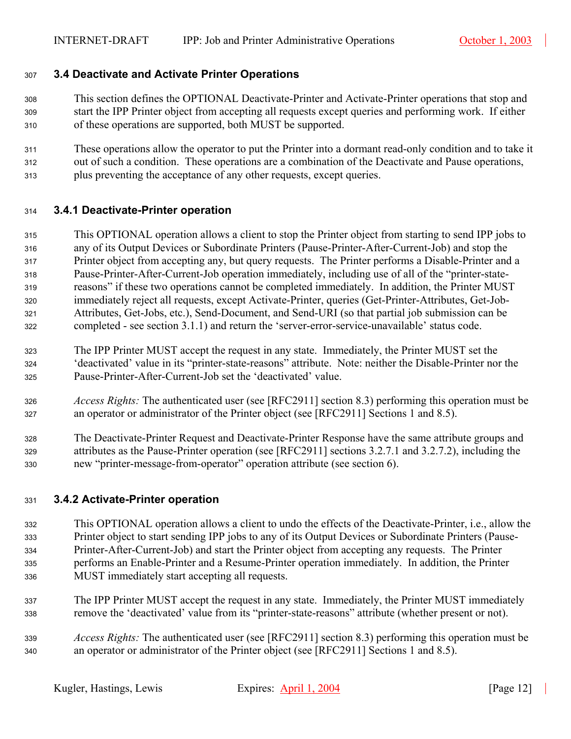### 3.4 Deactivate and Activate Printer Operations

This section defines the OPTIONAL Deactivate-Printer and Activate-Printer operations that stop and start the IPP Printer object from accepting all requests except queries and performing work. If either of these operations are supported, both MUST be supported.

These operations allow the operator to put the Printer into a dormant read-only condition and to take it out of such a condition. These operations are a combination of the Deactivate and Pause operations, plus preventing the acceptance of any other requests, except queries.

#### 3.4.1 Deactivate-Printer operation

This OPTIONAL operation allows a client to stop the Printer object from starting to send IPP jobs to any of its Output Devices or Subordinate Printers (Pause-Printer-After-Current-Job) and stop the Printer object from accepting any, but query requests. The Printer performs a Disable-Printer and a Pause-Printer-After-Current-Job operation immediately, including use of all of the "printer-state-reasons" if these two operations cannot be completed immediately. In addition, the Printer MUST immediately reject all requests, except Activate-Printer, queries (Get-Printer-Attributes, Get-Job-Attributes, Get-Jobs, etc.), Send-Document, and Send-URI (so that partial job submission can be completed - see section 3.1.1) and return the 'server-error-service-unavailable' status code.

The IPP Printer MUST accept the request in any state. Immediately, the Printer MUST set the 'deactivated' value in its "printer-state-reasons" attribute. Note: neither the Disable-Printer nor the Pause-Printer-After-Current-Job set the 'deactivated' value.

*Access Rights:* The authenticated user (see [RFC2911] section 8.3) performing this operation must be an operator or administrator of the Printer object (see [RFC2911] Sections 1 and 8.5).

The Deactivate-Printer Request and Deactivate-Printer Response have the same attribute groups and attributes as the Pause-Printer operation (see [RFC2911] sections 3.2.7.1 and 3.2.7.2), including the new "printer-message-from-operator" operation attribute (see section 6).

#### 3.4.2 Activate-Printer operation

This OPTIONAL operation allows a client to undo the effects of the Deactivate-Printer, i.e., allow the Printer object to start sending IPP jobs to any of its Output Devices or Subordinate Printers (Pause-Printer-After-Current-Job) and start the Printer object from accepting any requests. The Printer performs an Enable-Printer and a Resume-Printer operation immediately. In addition, the Printer MUST immediately start accepting all requests.

The IPP Printer MUST accept the request in any state. Immediately, the Printer MUST immediately remove the 'deactivated' value from its "printer-state-reasons" attribute (whether present or not).

*Access Rights:* The authenticated user (see [RFC2911] section 8.3) performing this operation must be an operator or administrator of the Printer object (see [RFC2911] Sections 1 and 8.5).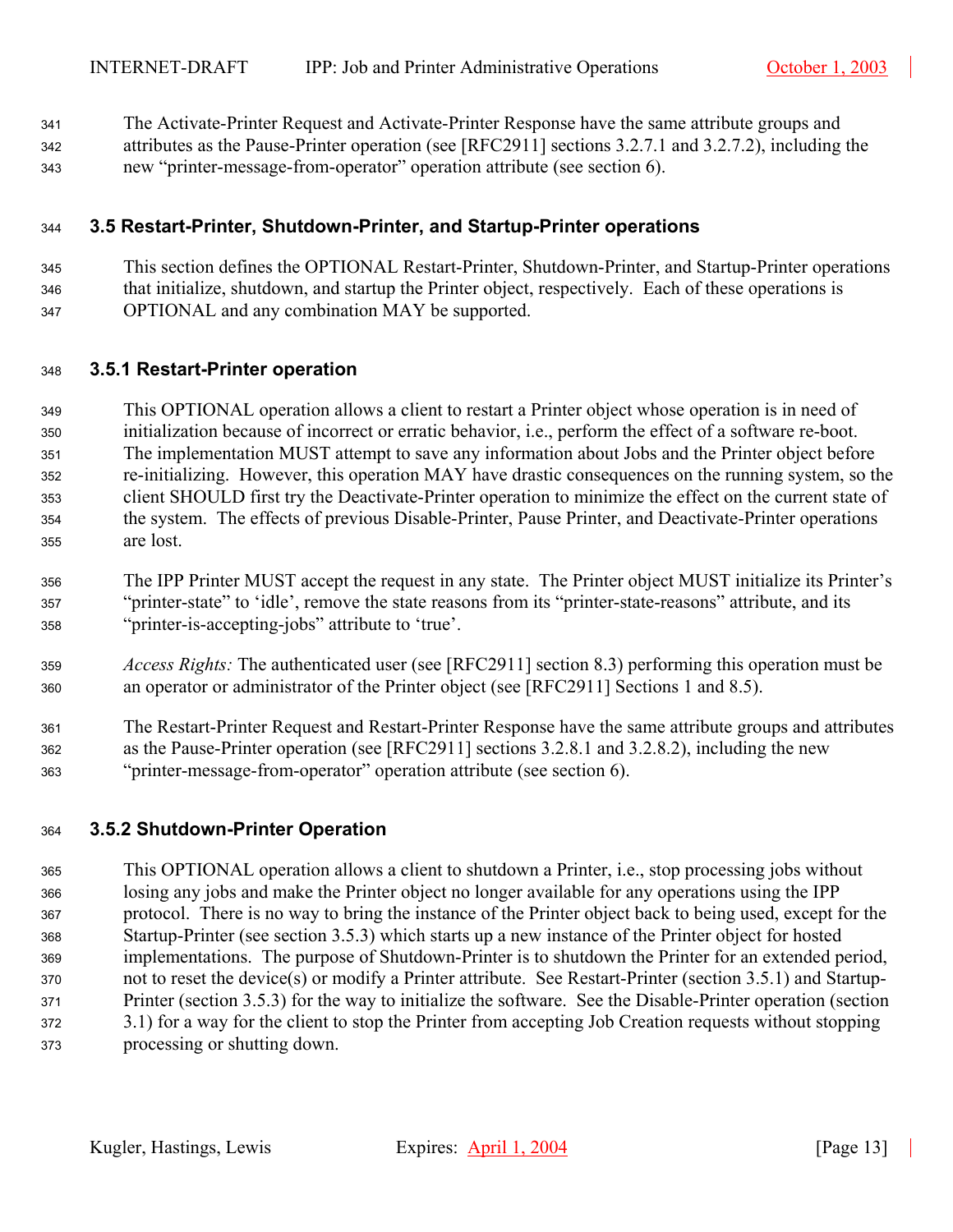The Activate-Printer Request and Activate-Printer Response have the same attribute groups and attributes as the Pause-Printer operation (see [RFC2911] sections 3.2.7.1 and 3.2.7.2), including the new "printer-message-from-operator" operation attribute (see section 6).

### 3.5 Restart-Printer, Shutdown-Printer, and Startup-Printer operations

This section defines the OPTIONAL Restart-Printer, Shutdown-Printer, and Startup-Printer operations that initialize, shutdown, and startup the Printer object, respectively. Each of these operations is OPTIONAL and any combination MAY be supported.

#### 3.5.1 Restart-Printer operation

This OPTIONAL operation allows a client to restart a Printer object whose operation is in need of initialization because of incorrect or erratic behavior, i.e., perform the effect of a software re-boot. The implementation MUST attempt to save any information about Jobs and the Printer object before re-initializing. However, this operation MAY have drastic consequences on the running system, so the client SHOULD first try the Deactivate-Printer operation to minimize the effect on the current state of the system. The effects of previous Disable-Printer, Pause Printer, and Deactivate-Printer operations are lost.

The IPP Printer MUST accept the request in any state. The Printer object MUST initialize its Printer's "printer-state" to 'idle', remove the state reasons from its "printer-state-reasons" attribute, and its "printer-is-accepting-jobs" attribute to 'true'.

*Access Rights:* The authenticated user (see [RFC2911] section 8.3) performing this operation must be an operator or administrator of the Printer object (see [RFC2911] Sections 1 and 8.5).

The Restart-Printer Request and Restart-Printer Response have the same attribute groups and attributes as the Pause-Printer operation (see [RFC2911] sections 3.2.8.1 and 3.2.8.2), including the new "printer-message-from-operator" operation attribute (see section 6).

#### 3.5.2 Shutdown-Printer Operation

This OPTIONAL operation allows a client to shutdown a Printer, i.e., stop processing jobs without losing any jobs and make the Printer object no longer available for any operations using the IPP protocol. There is no way to bring the instance of the Printer object back to being used, except for the Startup-Printer (see section 3.5.3) which starts up a new instance of the Printer object for hosted implementations. The purpose of Shutdown-Printer is to shutdown the Printer for an extended period, not to reset the device(s) or modify a Printer attribute. See Restart-Printer (section 3.5.1) and Startup-Printer (section 3.5.3) for the way to initialize the software. See the Disable-Printer operation (section 3.1) for a way for the client to stop the Printer from accepting Job Creation requests without stopping processing or shutting down.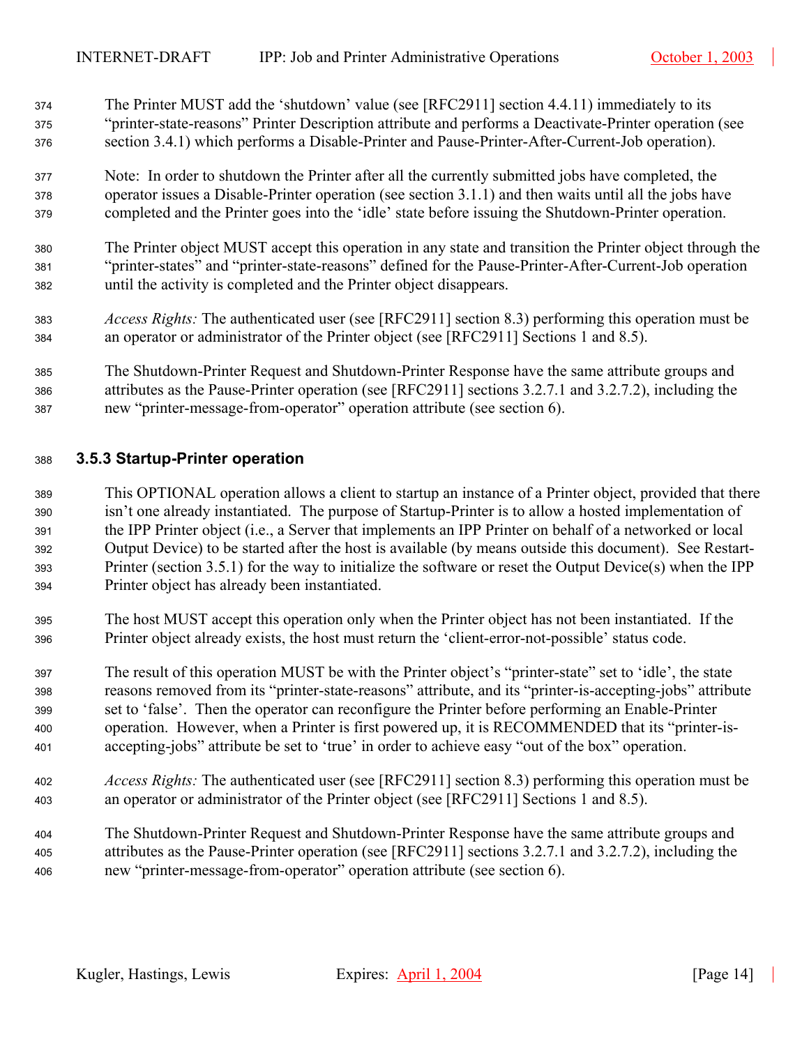The Printer MUST add the ‘shutdown’ value (see [RFC2911] section 4.4.11) immediately to its “printer-state-reasons” Printer Description attribute and performs a Deactivate-Printer operation (see section 3.4.1) which performs a Disable-Printer and Pause-Printer-After-Current-Job operation).

Note: In order to shutdown the Printer after all the currently submitted jobs have completed, the operator issues a Disable-Printer operation (see section 3.1.1) and then waits until all the jobs have completed and the Printer goes into the ‘idle’ state before issuing the Shutdown-Printer operation.

The Printer object MUST accept this operation in any state and transition the Printer object through the “printer-states” and “printer-state-reasons” defined for the Pause-Printer-After-Current-Job operation until the activity is completed and the Printer object disappears.

*Access Rights:* The authenticated user (see [RFC2911] section 8.3) performing this operation must be an operator or administrator of the Printer object (see [RFC2911] Sections 1 and 8.5).

The Shutdown-Printer Request and Shutdown-Printer Response have the same attribute groups and attributes as the Pause-Printer operation (see [RFC2911] sections 3.2.7.1 and 3.2.7.2), including the new “printer-message-from-operator” operation attribute (see section 6).

### 3.5.3 Startup-Printer operation

This OPTIONAL operation allows a client to startup an instance of a Printer object, provided that there isn’t one already instantiated. The purpose of Startup-Printer is to allow a hosted implementation of the IPP Printer object (i.e., a Server that implements an IPP Printer on behalf of a networked or local Output Device) to be started after the host is available (by means outside this document). See Restart-Printer (section 3.5.1) for the way to initialize the software or reset the Output Device(s) when the IPP Printer object has already been instantiated.

The host MUST accept this operation only when the Printer object has not been instantiated. If the Printer object already exists, the host must return the ‘client-error-not-possible’ status code.

The result of this operation MUST be with the Printer object’s “printer-state” set to ‘idle’, the state reasons removed from its “printer-state-reasons” attribute, and its “printer-is-accepting-jobs” attribute set to ‘false’. Then the operator can reconfigure the Printer before performing an Enable-Printer operation. However, when a Printer is first powered up, it is RECOMMENDED that its “printer-is-accepting-jobs” attribute be set to ‘true’ in order to achieve easy “out of the box” operation.

*Access Rights:* The authenticated user (see [RFC2911] section 8.3) performing this operation must be an operator or administrator of the Printer object (see [RFC2911] Sections 1 and 8.5).

The Shutdown-Printer Request and Shutdown-Printer Response have the same attribute groups and attributes as the Pause-Printer operation (see [RFC2911] sections 3.2.7.1 and 3.2.7.2), including the new “printer-message-from-operator” operation attribute (see section 6).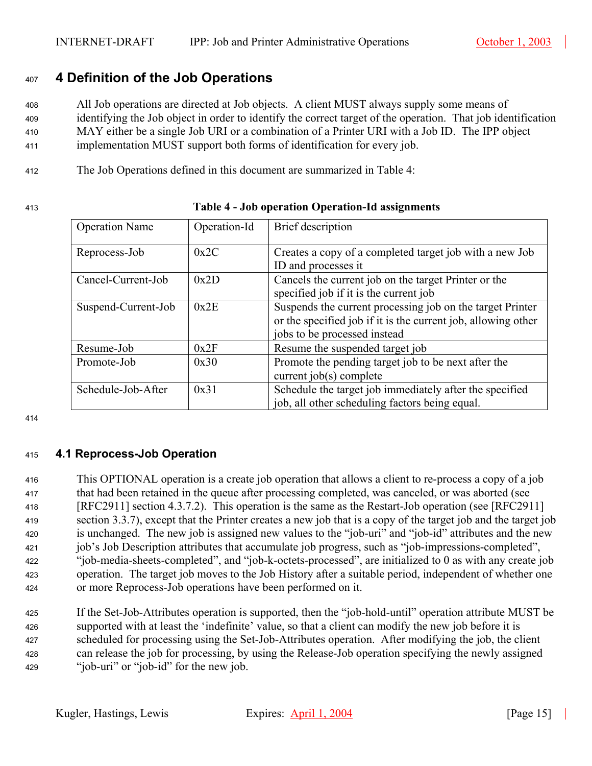# 4 Definition of the Job Operations

All Job operations are directed at Job objects. A client MUST always supply some means of identifying the Job object in order to identify the correct target of the operation. That job identification MAY either be a single Job URI or a combination of a Printer URI with a Job ID. The IPP object implementation MUST support both forms of identification for every job.

The Job Operations defined in this document are summarized in Table 4:

**Table 4 - Job operation Operation-Id assignments**

| Operation Name | Operation-Id | Brief description |
|---|---|---|
| Reprocess-Job | 0x2C | Creates a copy of a completed target job with a new Job ID and processes it |
| Cancel-Current-Job | 0x2D | Cancels the current job on the target Printer or the specified job if it is the current job |
| Suspend-Current-Job | 0x2E | Suspends the current processing job on the target Printer or the specified job if it is the current job, allowing other jobs to be processed instead |
| Resume-Job | 0x2F | Resume the suspended target job |
| Promote-Job | 0x30 | Promote the pending target job to be next after the current job(s) complete |
| Schedule-Job-After | 0x31 | Schedule the target job immediately after the specified job, all other scheduling factors being equal. |

## 4.1 Reprocess-Job Operation

This OPTIONAL operation is a create job operation that allows a client to re-process a copy of a job that had been retained in the queue after processing completed, was canceled, or was aborted (see [RFC2911] section 4.3.7.2). This operation is the same as the Restart-Job operation (see [RFC2911] section 3.3.7), except that the Printer creates a new job that is a copy of the target job and the target job is unchanged. The new job is assigned new values to the "job-uri" and "job-id" attributes and the new job's Job Description attributes that accumulate job progress, such as "job-impressions-completed", "job-media-sheets-completed", and "job-k-octets-processed", are initialized to 0 as with any create job operation. The target job moves to the Job History after a suitable period, independent of whether one or more Reprocess-Job operations have been performed on it.

If the Set-Job-Attributes operation is supported, then the "job-hold-until" operation attribute MUST be supported with at least the 'indefinite' value, so that a client can modify the new job before it is scheduled for processing using the Set-Job-Attributes operation. After modifying the job, the client can release the job for processing, by using the Release-Job operation specifying the newly assigned "job-uri" or "job-id" for the new job.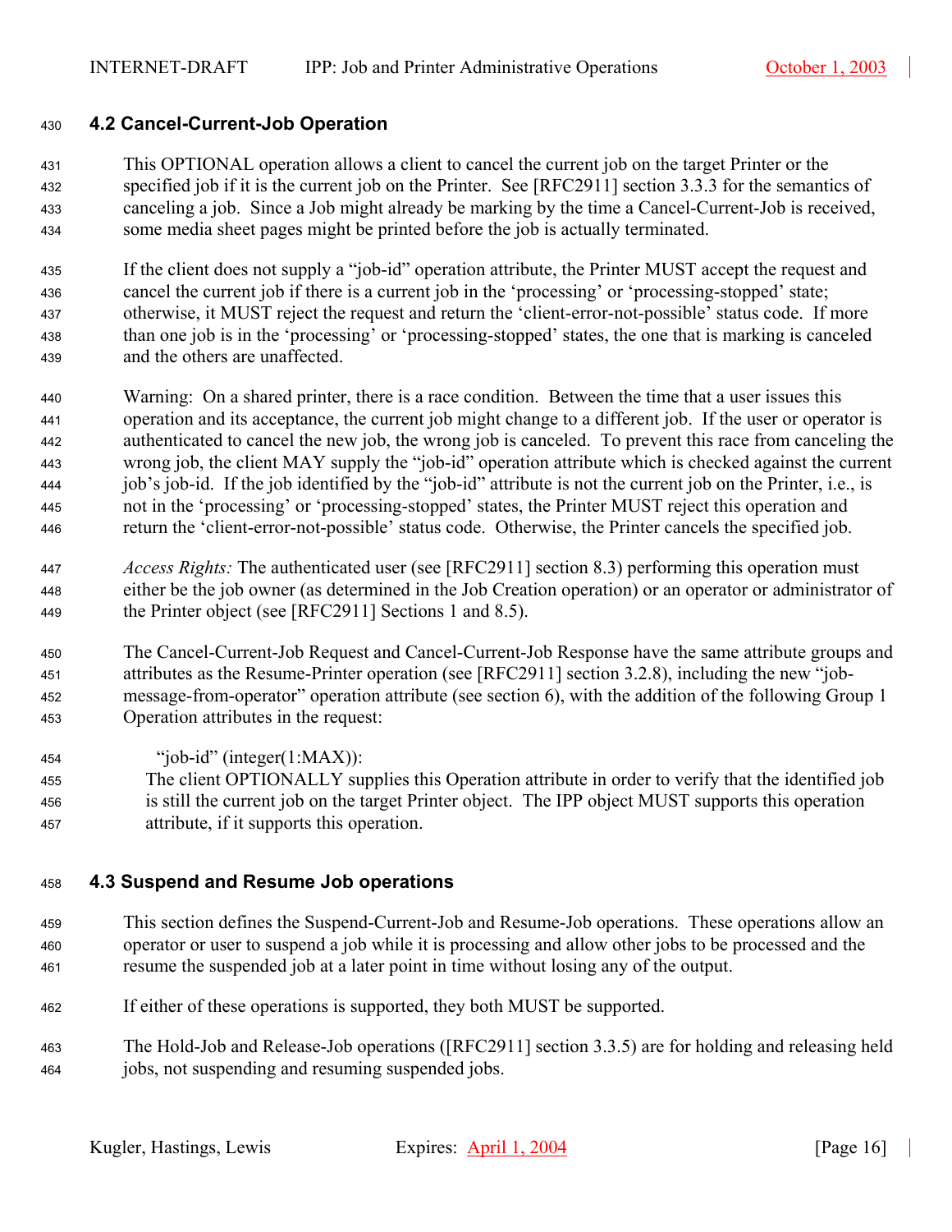### 4.2 Cancel-Current-Job Operation

This OPTIONAL operation allows a client to cancel the current job on the target Printer or the specified job if it is the current job on the Printer. See [RFC2911] section 3.3.3 for the semantics of canceling a job. Since a Job might already be marking by the time a Cancel-Current-Job is received, some media sheet pages might be printed before the job is actually terminated.

If the client does not supply a "job-id" operation attribute, the Printer MUST accept the request and cancel the current job if there is a current job in the 'processing' or 'processing-stopped' state; otherwise, it MUST reject the request and return the 'client-error-not-possible' status code. If more than one job is in the 'processing' or 'processing-stopped' states, the one that is marking is canceled and the others are unaffected.

Warning: On a shared printer, there is a race condition. Between the time that a user issues this operation and its acceptance, the current job might change to a different job. If the user or operator is authenticated to cancel the new job, the wrong job is canceled. To prevent this race from canceling the wrong job, the client MAY supply the "job-id" operation attribute which is checked against the current job's job-id. If the job identified by the "job-id" attribute is not the current job on the Printer, i.e., is not in the 'processing' or 'processing-stopped' states, the Printer MUST reject this operation and return the 'client-error-not-possible' status code. Otherwise, the Printer cancels the specified job.

*Access Rights:* The authenticated user (see [RFC2911] section 8.3) performing this operation must either be the job owner (as determined in the Job Creation operation) or an operator or administrator of the Printer object (see [RFC2911] Sections 1 and 8.5).

The Cancel-Current-Job Request and Cancel-Current-Job Response have the same attribute groups and attributes as the Resume-Printer operation (see [RFC2911] section 3.2.8), including the new "job-message-from-operator" operation attribute (see section 6), with the addition of the following Group 1 Operation attributes in the request:

"job-id" (integer(1:MAX)):
The client OPTIONALLY supplies this Operation attribute in order to verify that the identified job is still the current job on the target Printer object. The IPP object MUST supports this operation attribute, if it supports this operation.

### 4.3 Suspend and Resume Job operations

This section defines the Suspend-Current-Job and Resume-Job operations. These operations allow an operator or user to suspend a job while it is processing and allow other jobs to be processed and the resume the suspended job at a later point in time without losing any of the output.

If either of these operations is supported, they both MUST be supported.

The Hold-Job and Release-Job operations ([RFC2911] section 3.3.5) are for holding and releasing held jobs, not suspending and resuming suspended jobs.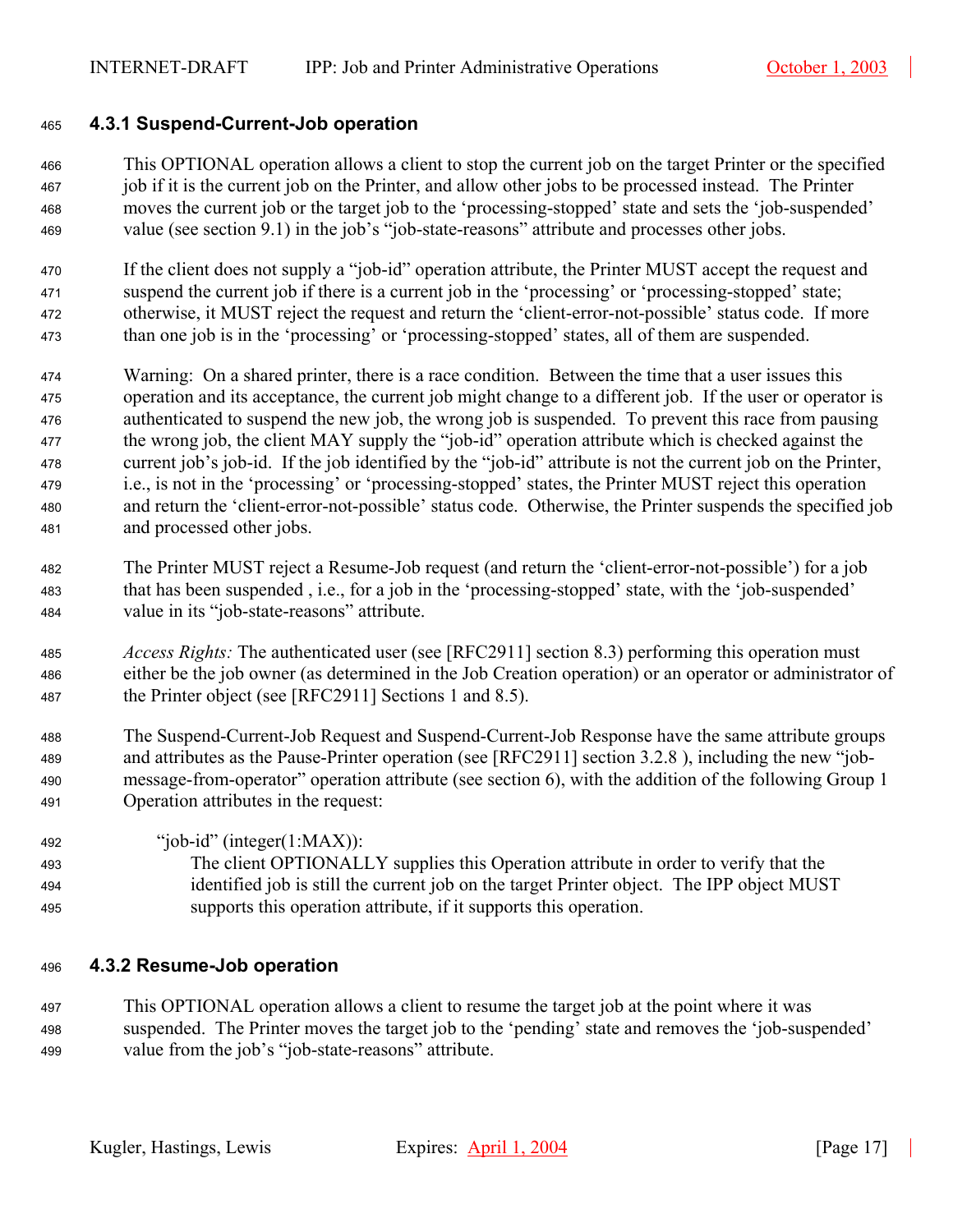### 4.3.1 Suspend-Current-Job operation

This OPTIONAL operation allows a client to stop the current job on the target Printer or the specified job if it is the current job on the Printer, and allow other jobs to be processed instead. The Printer moves the current job or the target job to the 'processing-stopped' state and sets the 'job-suspended' value (see section 9.1) in the job's "job-state-reasons" attribute and processes other jobs.

If the client does not supply a "job-id" operation attribute, the Printer MUST accept the request and suspend the current job if there is a current job in the 'processing' or 'processing-stopped' state; otherwise, it MUST reject the request and return the 'client-error-not-possible' status code. If more than one job is in the 'processing' or 'processing-stopped' states, all of them are suspended.

Warning: On a shared printer, there is a race condition. Between the time that a user issues this operation and its acceptance, the current job might change to a different job. If the user or operator is authenticated to suspend the new job, the wrong job is suspended. To prevent this race from pausing the wrong job, the client MAY supply the "job-id" operation attribute which is checked against the current job's job-id. If the job identified by the "job-id" attribute is not the current job on the Printer, i.e., is not in the 'processing' or 'processing-stopped' states, the Printer MUST reject this operation and return the 'client-error-not-possible' status code. Otherwise, the Printer suspends the specified job and processed other jobs.

The Printer MUST reject a Resume-Job request (and return the 'client-error-not-possible') for a job that has been suspended , i.e., for a job in the 'processing-stopped' state, with the 'job-suspended' value in its "job-state-reasons" attribute.

*Access Rights:* The authenticated user (see [RFC2911] section 8.3) performing this operation must either be the job owner (as determined in the Job Creation operation) or an operator or administrator of the Printer object (see [RFC2911] Sections 1 and 8.5).

The Suspend-Current-Job Request and Suspend-Current-Job Response have the same attribute groups and attributes as the Pause-Printer operation (see [RFC2911] section 3.2.8 ), including the new "job-message-from-operator" operation attribute (see section 6), with the addition of the following Group 1 Operation attributes in the request:

"job-id" (integer(1:MAX)):
The client OPTIONALLY supplies this Operation attribute in order to verify that the identified job is still the current job on the target Printer object. The IPP object MUST supports this operation attribute, if it supports this operation.

### 4.3.2 Resume-Job operation

This OPTIONAL operation allows a client to resume the target job at the point where it was suspended. The Printer moves the target job to the 'pending' state and removes the 'job-suspended' value from the job's "job-state-reasons" attribute.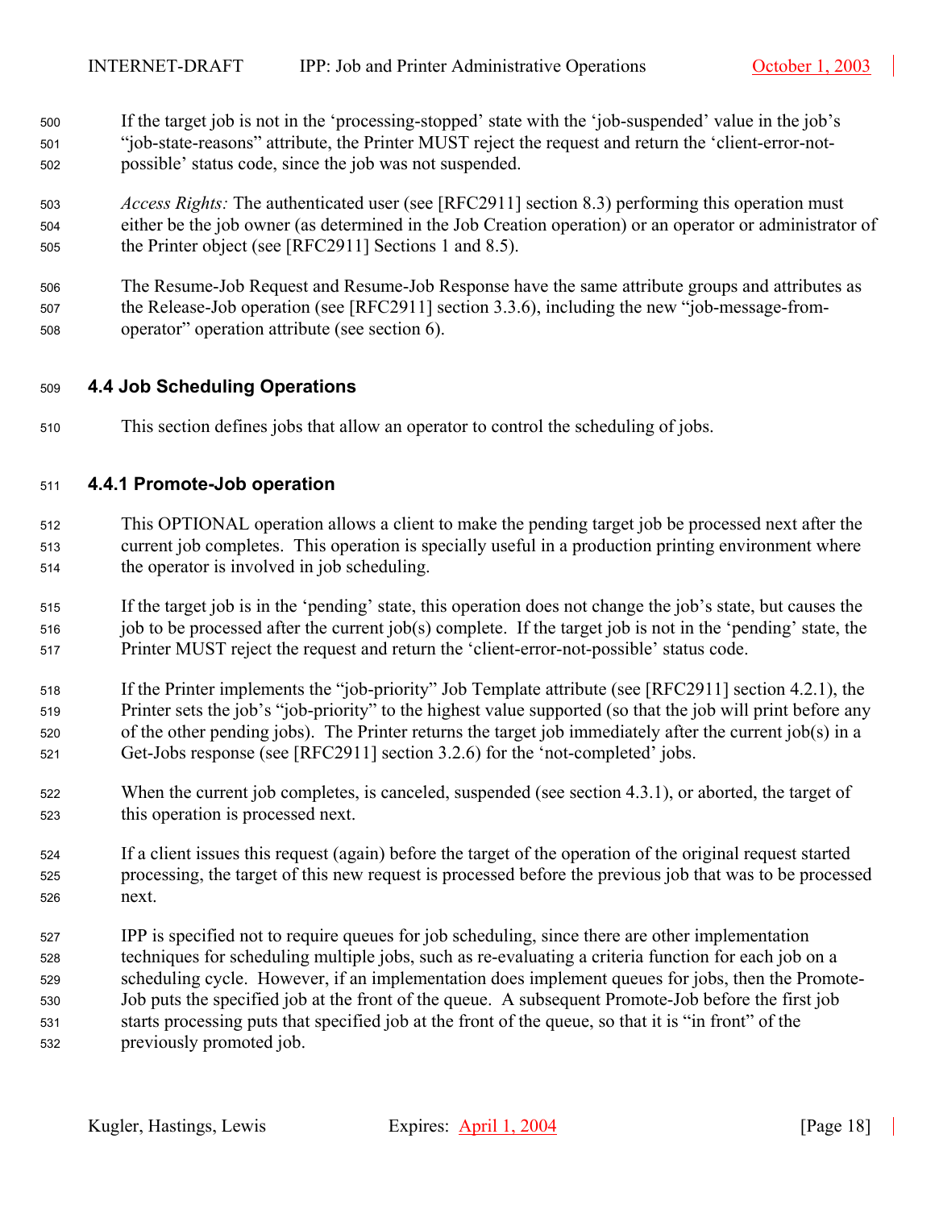If the target job is not in the 'processing-stopped' state with the 'job-suspended' value in the job's "job-state-reasons" attribute, the Printer MUST reject the request and return the 'client-error-not-possible' status code, since the job was not suspended.

*Access Rights:* The authenticated user (see [RFC2911] section 8.3) performing this operation must either be the job owner (as determined in the Job Creation operation) or an operator or administrator of the Printer object (see [RFC2911] Sections 1 and 8.5).

The Resume-Job Request and Resume-Job Response have the same attribute groups and attributes as the Release-Job operation (see [RFC2911] section 3.3.6), including the new "job-message-from-operator" operation attribute (see section 6).

## 4.4 Job Scheduling Operations

This section defines jobs that allow an operator to control the scheduling of jobs.

### 4.4.1 Promote-Job operation

This OPTIONAL operation allows a client to make the pending target job be processed next after the current job completes. This operation is specially useful in a production printing environment where the operator is involved in job scheduling.

If the target job is in the 'pending' state, this operation does not change the job's state, but causes the job to be processed after the current job(s) complete. If the target job is not in the 'pending' state, the Printer MUST reject the request and return the 'client-error-not-possible' status code.

If the Printer implements the "job-priority" Job Template attribute (see [RFC2911] section 4.2.1), the Printer sets the job's "job-priority" to the highest value supported (so that the job will print before any of the other pending jobs). The Printer returns the target job immediately after the current job(s) in a Get-Jobs response (see [RFC2911] section 3.2.6) for the 'not-completed' jobs.

When the current job completes, is canceled, suspended (see section 4.3.1), or aborted, the target of this operation is processed next.

If a client issues this request (again) before the target of the operation of the original request started processing, the target of this new request is processed before the previous job that was to be processed next.

IPP is specified not to require queues for job scheduling, since there are other implementation techniques for scheduling multiple jobs, such as re-evaluating a criteria function for each job on a scheduling cycle. However, if an implementation does implement queues for jobs, then the Promote-Job puts the specified job at the front of the queue. A subsequent Promote-Job before the first job starts processing puts that specified job at the front of the queue, so that it is "in front" of the previously promoted job.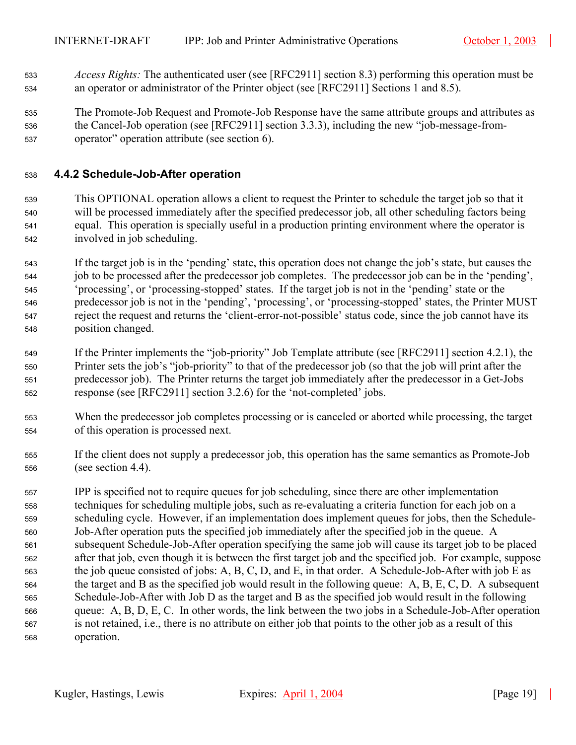*Access Rights:* The authenticated user (see [RFC2911] section 8.3) performing this operation must be an operator or administrator of the Printer object (see [RFC2911] Sections 1 and 8.5).

The Promote-Job Request and Promote-Job Response have the same attribute groups and attributes as the Cancel-Job operation (see [RFC2911] section 3.3.3), including the new "job-message-from-operator" operation attribute (see section 6).

### 4.4.2 Schedule-Job-After operation

This OPTIONAL operation allows a client to request the Printer to schedule the target job so that it will be processed immediately after the specified predecessor job, all other scheduling factors being equal. This operation is specially useful in a production printing environment where the operator is involved in job scheduling.

If the target job is in the 'pending' state, this operation does not change the job's state, but causes the job to be processed after the predecessor job completes. The predecessor job can be in the 'pending', 'processing', or 'processing-stopped' states. If the target job is not in the 'pending' state or the predecessor job is not in the 'pending', 'processing', or 'processing-stopped' states, the Printer MUST reject the request and returns the 'client-error-not-possible' status code, since the job cannot have its position changed.

If the Printer implements the "job-priority" Job Template attribute (see [RFC2911] section 4.2.1), the Printer sets the job's "job-priority" to that of the predecessor job (so that the job will print after the predecessor job). The Printer returns the target job immediately after the predecessor in a Get-Jobs response (see [RFC2911] section 3.2.6) for the 'not-completed' jobs.

When the predecessor job completes processing or is canceled or aborted while processing, the target of this operation is processed next.

If the client does not supply a predecessor job, this operation has the same semantics as Promote-Job (see section 4.4).

IPP is specified not to require queues for job scheduling, since there are other implementation techniques for scheduling multiple jobs, such as re-evaluating a criteria function for each job on a scheduling cycle. However, if an implementation does implement queues for jobs, then the Schedule-Job-After operation puts the specified job immediately after the specified job in the queue. A subsequent Schedule-Job-After operation specifying the same job will cause its target job to be placed after that job, even though it is between the first target job and the specified job. For example, suppose the job queue consisted of jobs: A, B, C, D, and E, in that order. A Schedule-Job-After with job E as the target and B as the specified job would result in the following queue: A, B, E, C, D. A subsequent Schedule-Job-After with Job D as the target and B as the specified job would result in the following queue: A, B, D, E, C. In other words, the link between the two jobs in a Schedule-Job-After operation is not retained, i.e., there is no attribute on either job that points to the other job as a result of this operation.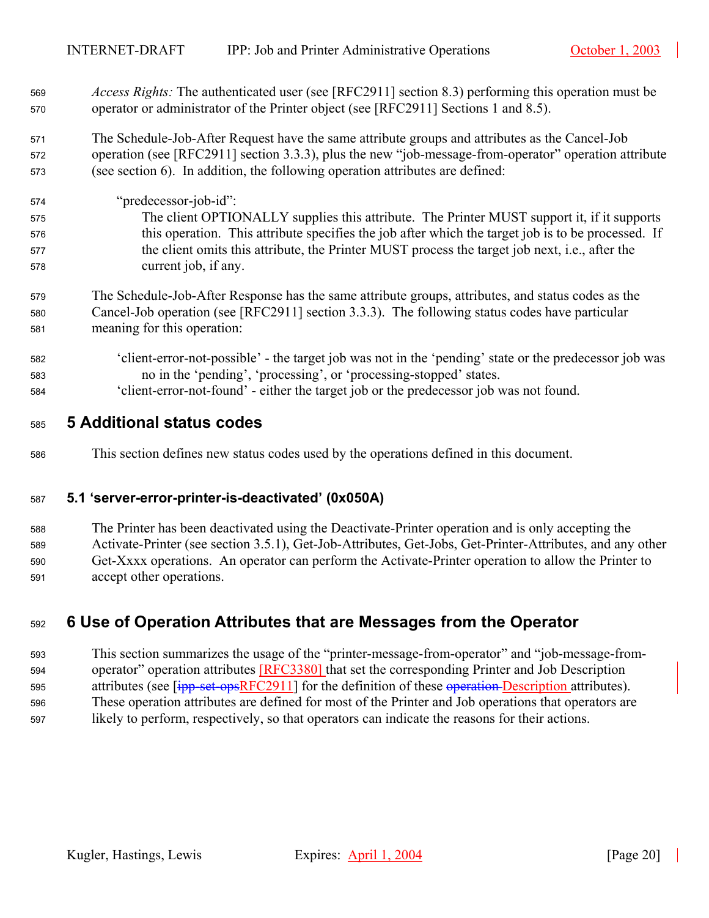*Access Rights:* The authenticated user (see [RFC2911] section 8.3) performing this operation must be operator or administrator of the Printer object (see [RFC2911] Sections 1 and 8.5).

The Schedule-Job-After Request have the same attribute groups and attributes as the Cancel-Job operation (see [RFC2911] section 3.3.3), plus the new "job-message-from-operator" operation attribute (see section 6). In addition, the following operation attributes are defined:

"predecessor-job-id":
The client OPTIONALLY supplies this attribute. The Printer MUST support it, if it supports this operation. This attribute specifies the job after which the target job is to be processed. If the client omits this attribute, the Printer MUST process the target job next, i.e., after the current job, if any.

The Schedule-Job-After Response has the same attribute groups, attributes, and status codes as the Cancel-Job operation (see [RFC2911] section 3.3.3). The following status codes have particular meaning for this operation:

'client-error-not-possible' - the target job was not in the 'pending' state or the predecessor job was no in the 'pending', 'processing', or 'processing-stopped' states.
'client-error-not-found' - either the target job or the predecessor job was not found.

# 5 Additional status codes

This section defines new status codes used by the operations defined in this document.

## 5.1 'server-error-printer-is-deactivated' (0x050A)

The Printer has been deactivated using the Deactivate-Printer operation and is only accepting the Activate-Printer (see section 3.5.1), Get-Job-Attributes, Get-Jobs, Get-Printer-Attributes, and any other Get-Xxxx operations. An operator can perform the Activate-Printer operation to allow the Printer to accept other operations.

# 6 Use of Operation Attributes that are Messages from the Operator

This section summarizes the usage of the "printer-message-from-operator" and "job-message-from-operator" operation attributes [RFC3380] that set the corresponding Printer and Job Description attributes (see [~~ipp-set-ops~~RFC2911] for the definition of these ~~operation~~ Description attributes). These operation attributes are defined for most of the Printer and Job operations that operators are likely to perform, respectively, so that operators can indicate the reasons for their actions.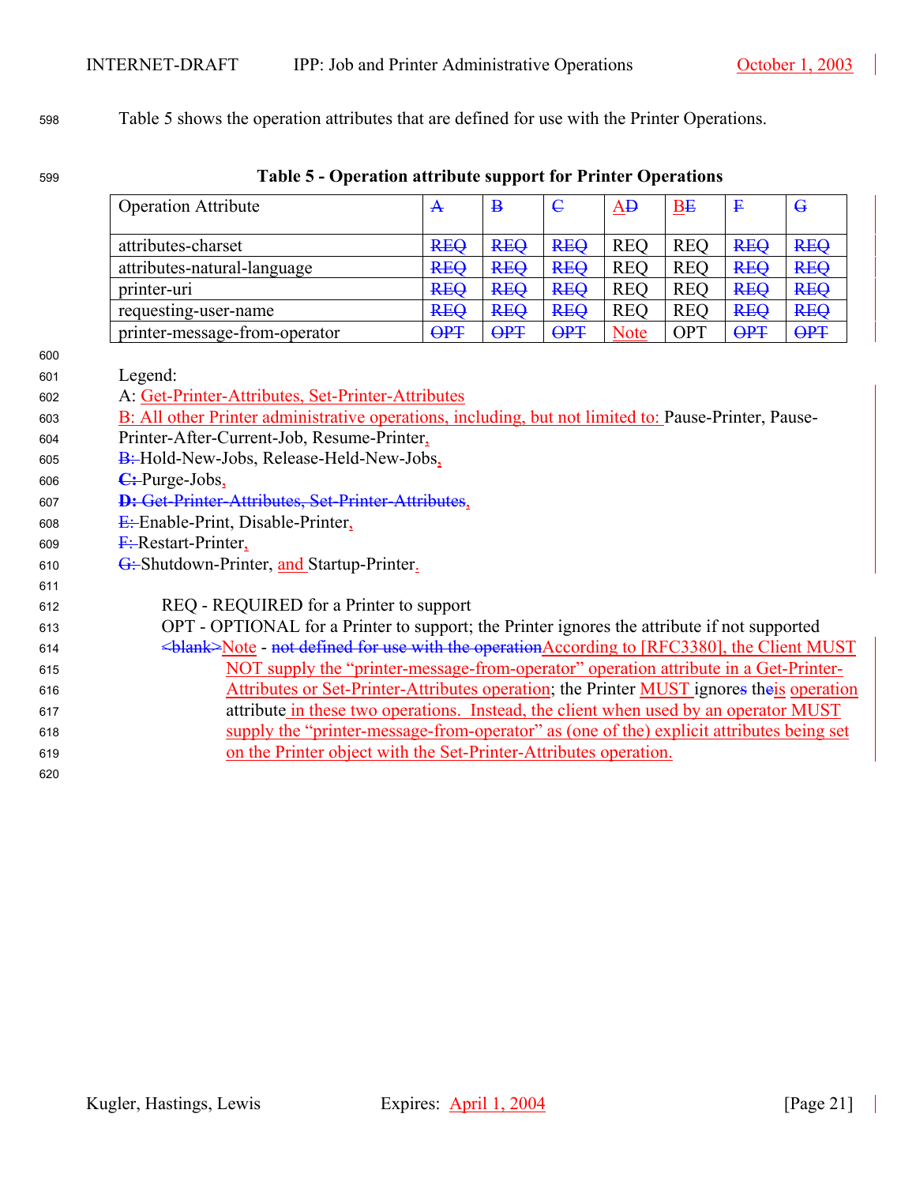Table 5 shows the operation attributes that are defined for use with the Printer Operations.

**Table 5 - Operation attribute support for Printer Operations**

| Operation Attribute | ~~A~~ | ~~B~~ | ~~C~~ | A~~D~~ | B~~E~~ | ~~F~~ | ~~G~~ |
|---|---|---|---|---|---|---|---|
| attributes-charset | ~~REQ~~ | ~~REQ~~ | ~~REQ~~ | REQ | REQ | ~~REQ~~ | ~~REQ~~ |
| attributes-natural-language | ~~REQ~~ | ~~REQ~~ | ~~REQ~~ | REQ | REQ | ~~REQ~~ | ~~REQ~~ |
| printer-uri | ~~REQ~~ | ~~REQ~~ | ~~REQ~~ | REQ | REQ | ~~REQ~~ | ~~REQ~~ |
| requesting-user-name | ~~REQ~~ | ~~REQ~~ | ~~REQ~~ | REQ | REQ | ~~REQ~~ | ~~REQ~~ |
| printer-message-from-operator | ~~OPT~~ | ~~OPT~~ | ~~OPT~~ | Note | OPT | ~~OPT~~ | ~~OPT~~ |

Legend:
A: Get-Printer-Attributes, Set-Printer-Attributes
B: All other Printer administrative operations, including, but not limited to: Pause-Printer, Pause-Printer-After-Current-Job, Resume-Printer,
~~B:~~ Hold-New-Jobs, Release-Held-New-Jobs,
~~C:~~ Purge-Jobs,
~~D: Get-Printer-Attributes, Set-Printer-Attributes~~,
~~E:~~ Enable-Print, Disable-Printer,
~~F:~~ Restart-Printer,
~~G:~~ Shutdown-Printer, and Startup-Printer.

REQ - REQUIRED for a Printer to support
OPT - OPTIONAL for a Printer to support; the Printer ignores the attribute if not supported
~~<blank>~~Note - ~~not defined for use with the operation~~According to [RFC3380], the Client MUST NOT supply the "printer-message-from-operator" operation attribute in a Get-Printer-Attributes or Set-Printer-Attributes operation; the Printer MUST ignores th~~e~~is operation attribute in these two operations. Instead, the client when used by an operator MUST supply the "printer-message-from-operator" as (one of the) explicit attributes being set on the Printer object with the Set-Printer-Attributes operation.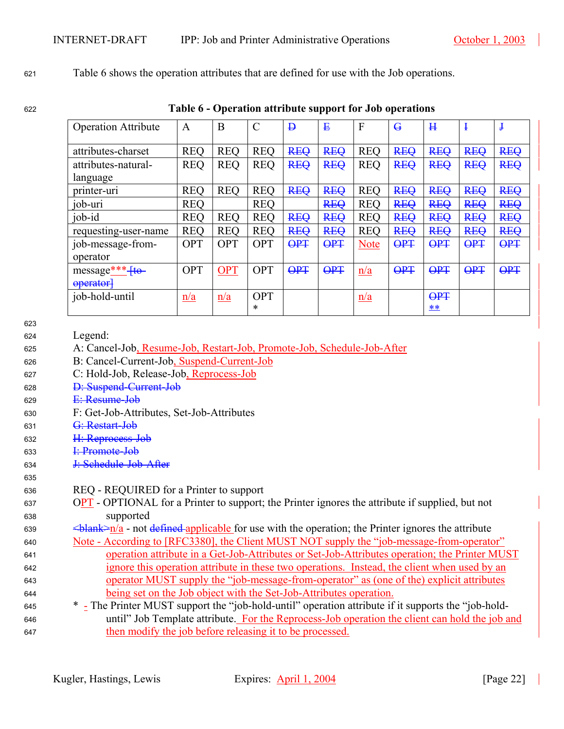Table 6 shows the operation attributes that are defined for use with the Job operations.

**Table 6 - Operation attribute support for Job operations**

| Operation Attribute | A | B | C | ~~D~~ | ~~E~~ | F | ~~G~~ | ~~H~~ | ~~I~~ | ~~J~~ |
|---|---|---|---|---|---|---|---|---|---|---|
| attributes-charset | REQ | REQ | REQ | ~~REQ~~ | ~~REQ~~ | REQ | ~~REQ~~ | ~~REQ~~ | ~~REQ~~ | ~~REQ~~ |
| attributes-natural-language | REQ | REQ | REQ | ~~REQ~~ | ~~REQ~~ | REQ | ~~REQ~~ | ~~REQ~~ | ~~REQ~~ | ~~REQ~~ |
| printer-uri | REQ | REQ | REQ | ~~REQ~~ | ~~REQ~~ | REQ | ~~REQ~~ | ~~REQ~~ | ~~REQ~~ | ~~REQ~~ |
| job-uri | REQ | | REQ | | ~~REQ~~ | REQ | ~~REQ~~ | ~~REQ~~ | ~~REQ~~ | ~~REQ~~ |
| job-id | REQ | REQ | REQ | ~~REQ~~ | ~~REQ~~ | REQ | ~~REQ~~ | ~~REQ~~ | ~~REQ~~ | ~~REQ~~ |
| requesting-user-name | REQ | REQ | REQ | ~~REQ~~ | ~~REQ~~ | REQ | ~~REQ~~ | ~~REQ~~ | ~~REQ~~ | ~~REQ~~ |
| job-message-from-operator | OPT | OPT | OPT | ~~OPT~~ | ~~OPT~~ | Note | ~~OPT~~ | ~~OPT~~ | ~~OPT~~ | ~~OPT~~ |
| message*** ~~[to-operator]~~ | OPT | OPT | OPT | ~~OPT~~ | ~~OPT~~ | n/a | ~~OPT~~ | ~~OPT~~ | ~~OPT~~ | ~~OPT~~ |
| job-hold-until | n/a | n/a | OPT * | | | n/a | | ~~OPT~~ ** | | |

Legend:
A: Cancel-Job, Resume-Job, Restart-Job, Promote-Job, Schedule-Job-After
B: Cancel-Current-Job, Suspend-Current-Job
C: Hold-Job, Release-Job, Reprocess-Job
~~D: Suspend-Current-Job~~
~~E: Resume-Job~~
F: Get-Job-Attributes, Set-Job-Attributes
~~G: Restart-Job~~
~~H: Reprocess-Job~~
~~I: Promote-Job~~
~~J: Schedule-Job-After~~

REQ - REQUIRED for a Printer to support
OPT - OPTIONAL for a Printer to support; the Printer ignores the attribute if supplied, but not supported
~~<blank>~~n/a - not ~~defined~~ applicable for use with the operation; the Printer ignores the attribute
Note - According to [RFC3380], the Client MUST NOT supply the "job-message-from-operator" operation attribute in a Get-Job-Attributes or Set-Job-Attributes operation; the Printer MUST ignore this operation attribute in these two operations. Instead, the client when used by an operator MUST supply the "job-message-from-operator" as (one of the) explicit attributes being set on the Job object with the Set-Job-Attributes operation.
\* - The Printer MUST support the "job-hold-until" operation attribute if it supports the "job-hold-until" Job Template attribute. For the Reprocess-Job operation the client can hold the job and then modify the job before releasing it to be processed.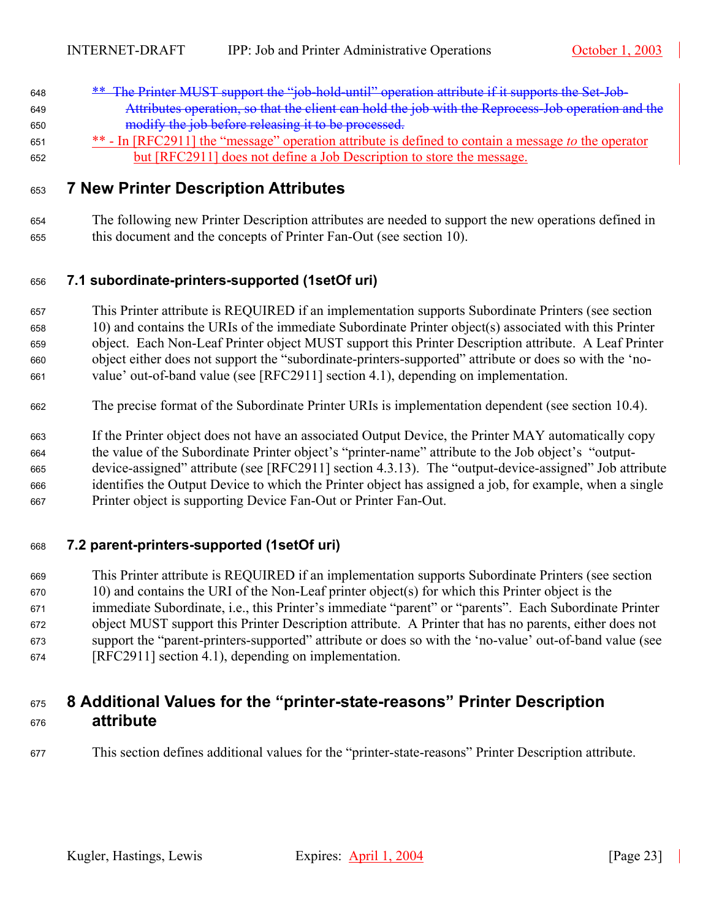~~** The Printer MUST support the "job-hold-until" operation attribute if it supports the Set-Job-Attributes operation, so that the client can hold the job with the Reprocess-Job operation and the modify the job before releasing it to be processed.~~

** - In [RFC2911] the "message" operation attribute is defined to contain a message *to* the operator but [RFC2911] does not define a Job Description to store the message.

# 7 New Printer Description Attributes

The following new Printer Description attributes are needed to support the new operations defined in this document and the concepts of Printer Fan-Out (see section 10).

## 7.1 subordinate-printers-supported (1setOf uri)

This Printer attribute is REQUIRED if an implementation supports Subordinate Printers (see section 10) and contains the URIs of the immediate Subordinate Printer object(s) associated with this Printer object. Each Non-Leaf Printer object MUST support this Printer Description attribute. A Leaf Printer object either does not support the "subordinate-printers-supported" attribute or does so with the 'no-value' out-of-band value (see [RFC2911] section 4.1), depending on implementation.

The precise format of the Subordinate Printer URIs is implementation dependent (see section 10.4).

If the Printer object does not have an associated Output Device, the Printer MAY automatically copy the value of the Subordinate Printer object's "printer-name" attribute to the Job object's "output-device-assigned" attribute (see [RFC2911] section 4.3.13). The "output-device-assigned" Job attribute identifies the Output Device to which the Printer object has assigned a job, for example, when a single Printer object is supporting Device Fan-Out or Printer Fan-Out.

## 7.2 parent-printers-supported (1setOf uri)

This Printer attribute is REQUIRED if an implementation supports Subordinate Printers (see section 10) and contains the URI of the Non-Leaf printer object(s) for which this Printer object is the immediate Subordinate, i.e., this Printer's immediate "parent" or "parents". Each Subordinate Printer object MUST support this Printer Description attribute. A Printer that has no parents, either does not support the "parent-printers-supported" attribute or does so with the 'no-value' out-of-band value (see [RFC2911] section 4.1), depending on implementation.

# 8 Additional Values for the "printer-state-reasons" Printer Description attribute

This section defines additional values for the "printer-state-reasons" Printer Description attribute.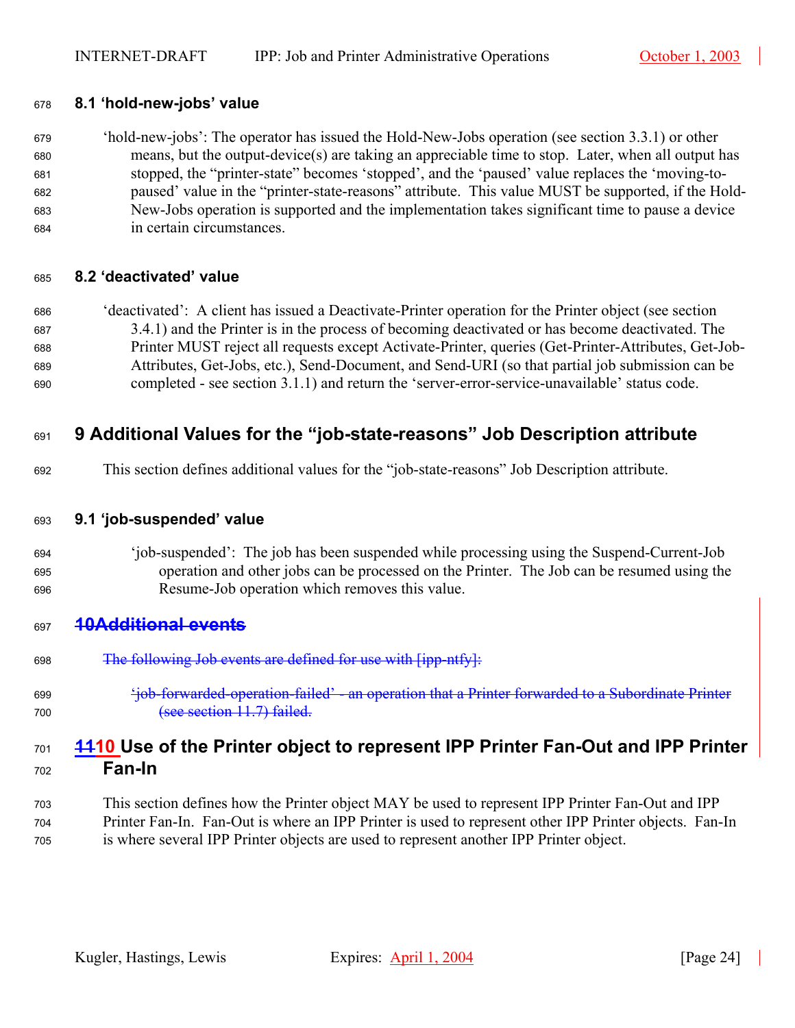### 8.1 ‘hold-new-jobs’ value

‘hold-new-jobs’: The operator has issued the Hold-New-Jobs operation (see section 3.3.1) or other means, but the output-device(s) are taking an appreciable time to stop. Later, when all output has stopped, the “printer-state” becomes ‘stopped’, and the ‘paused’ value replaces the ‘moving-to-paused’ value in the “printer-state-reasons” attribute. This value MUST be supported, if the Hold-New-Jobs operation is supported and the implementation takes significant time to pause a device in certain circumstances.

### 8.2 ‘deactivated’ value

‘deactivated’: A client has issued a Deactivate-Printer operation for the Printer object (see section 3.4.1) and the Printer is in the process of becoming deactivated or has become deactivated. The Printer MUST reject all requests except Activate-Printer, queries (Get-Printer-Attributes, Get-Job-Attributes, Get-Jobs, etc.), Send-Document, and Send-URI (so that partial job submission can be completed - see section 3.1.1) and return the ‘server-error-service-unavailable’ status code.

## 9 Additional Values for the “job-state-reasons” Job Description attribute

This section defines additional values for the “job-state-reasons” Job Description attribute.

### 9.1 ‘job-suspended’ value

‘job-suspended’: The job has been suspended while processing using the Suspend-Current-Job operation and other jobs can be processed on the Printer. The Job can be resumed using the Resume-Job operation which removes this value.

## ~~10Additional events~~

~~The following Job events are defined for use with [ipp-ntfy]:~~

~~‘job-forwarded-operation-failed’ - an operation that a Printer forwarded to a Subordinate Printer (see section 11.7) failed.~~

## ~~11~~10 Use of the Printer object to represent IPP Printer Fan-Out and IPP Printer Fan-In

This section defines how the Printer object MAY be used to represent IPP Printer Fan-Out and IPP Printer Fan-In. Fan-Out is where an IPP Printer is used to represent other IPP Printer objects. Fan-In is where several IPP Printer objects are used to represent another IPP Printer object.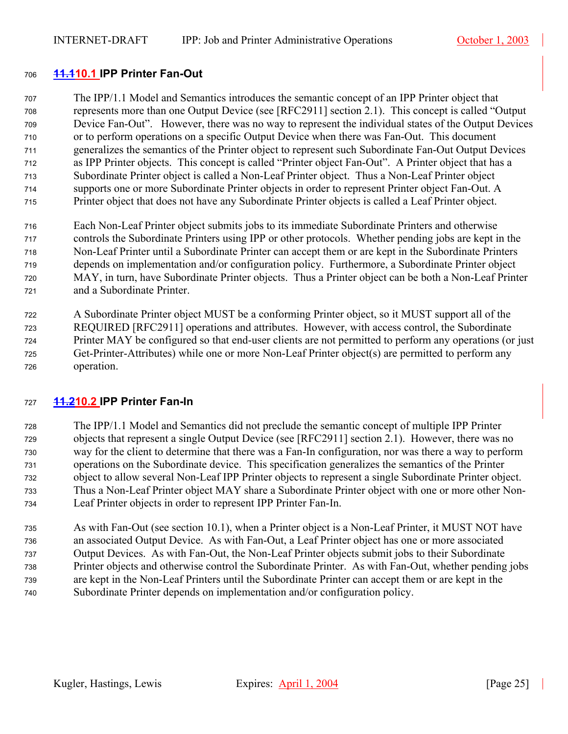### ~~11.1~~10.1 IPP Printer Fan-Out

The IPP/1.1 Model and Semantics introduces the semantic concept of an IPP Printer object that represents more than one Output Device (see [RFC2911] section 2.1). This concept is called "Output Device Fan-Out". However, there was no way to represent the individual states of the Output Devices or to perform operations on a specific Output Device when there was Fan-Out. This document generalizes the semantics of the Printer object to represent such Subordinate Fan-Out Output Devices as IPP Printer objects. This concept is called "Printer object Fan-Out". A Printer object that has a Subordinate Printer object is called a Non-Leaf Printer object. Thus a Non-Leaf Printer object supports one or more Subordinate Printer objects in order to represent Printer object Fan-Out. A Printer object that does not have any Subordinate Printer objects is called a Leaf Printer object.

Each Non-Leaf Printer object submits jobs to its immediate Subordinate Printers and otherwise controls the Subordinate Printers using IPP or other protocols. Whether pending jobs are kept in the Non-Leaf Printer until a Subordinate Printer can accept them or are kept in the Subordinate Printers depends on implementation and/or configuration policy. Furthermore, a Subordinate Printer object MAY, in turn, have Subordinate Printer objects. Thus a Printer object can be both a Non-Leaf Printer and a Subordinate Printer.

A Subordinate Printer object MUST be a conforming Printer object, so it MUST support all of the REQUIRED [RFC2911] operations and attributes. However, with access control, the Subordinate Printer MAY be configured so that end-user clients are not permitted to perform any operations (or just Get-Printer-Attributes) while one or more Non-Leaf Printer object(s) are permitted to perform any operation.

### ~~11.2~~10.2 IPP Printer Fan-In

The IPP/1.1 Model and Semantics did not preclude the semantic concept of multiple IPP Printer objects that represent a single Output Device (see [RFC2911] section 2.1). However, there was no way for the client to determine that there was a Fan-In configuration, nor was there a way to perform operations on the Subordinate device. This specification generalizes the semantics of the Printer object to allow several Non-Leaf IPP Printer objects to represent a single Subordinate Printer object. Thus a Non-Leaf Printer object MAY share a Subordinate Printer object with one or more other Non-Leaf Printer objects in order to represent IPP Printer Fan-In.

As with Fan-Out (see section 10.1), when a Printer object is a Non-Leaf Printer, it MUST NOT have an associated Output Device. As with Fan-Out, a Leaf Printer object has one or more associated Output Devices. As with Fan-Out, the Non-Leaf Printer objects submit jobs to their Subordinate Printer objects and otherwise control the Subordinate Printer. As with Fan-Out, whether pending jobs are kept in the Non-Leaf Printers until the Subordinate Printer can accept them or are kept in the Subordinate Printer depends on implementation and/or configuration policy.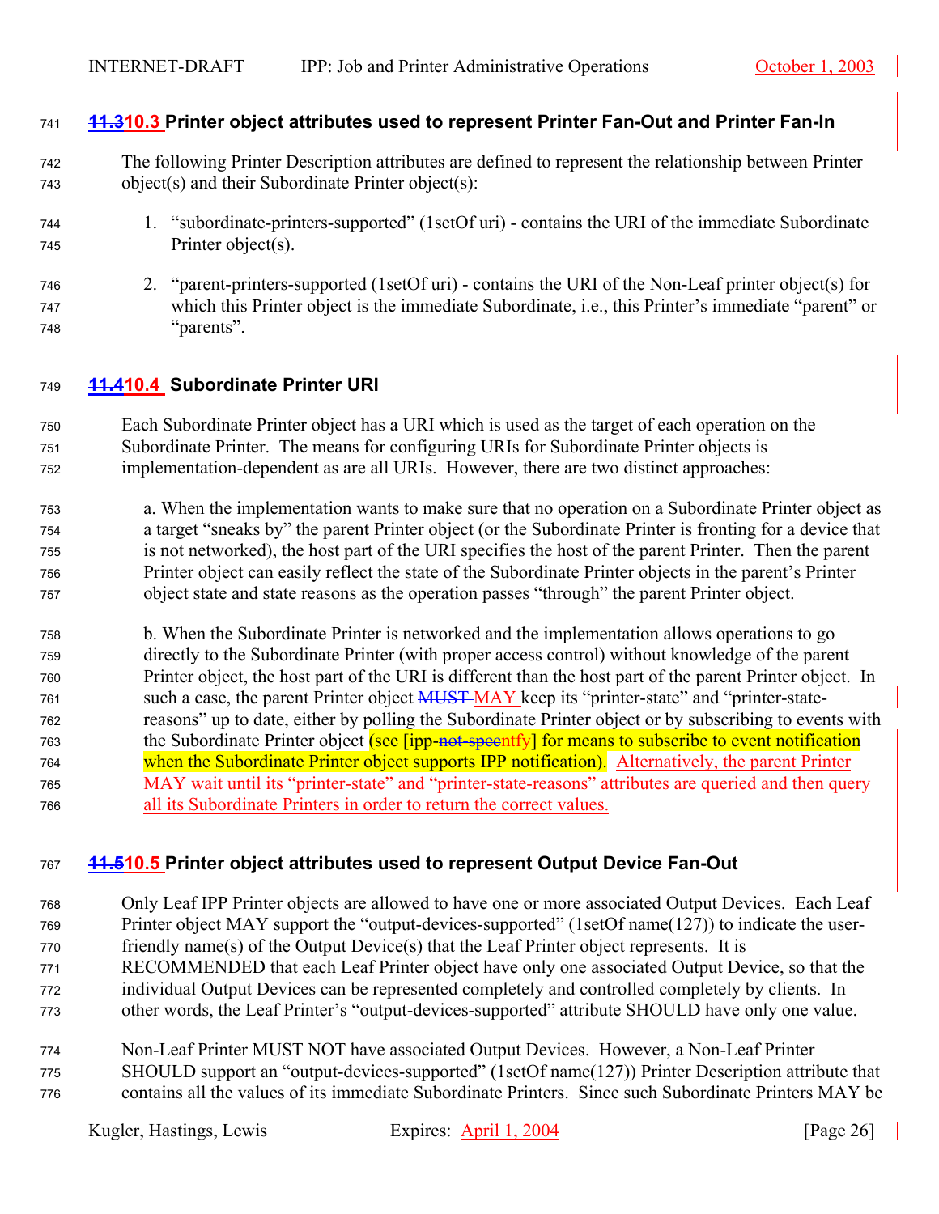### 11.310.3 Printer object attributes used to represent Printer Fan-Out and Printer Fan-In

The following Printer Description attributes are defined to represent the relationship between Printer object(s) and their Subordinate Printer object(s):

1. "subordinate-printers-supported" (1setOf uri) - contains the URI of the immediate Subordinate Printer object(s).

2. "parent-printers-supported (1setOf uri) - contains the URI of the Non-Leaf printer object(s) for which this Printer object is the immediate Subordinate, i.e., this Printer's immediate "parent" or "parents".

### 11.410.4 Subordinate Printer URI

Each Subordinate Printer object has a URI which is used as the target of each operation on the Subordinate Printer. The means for configuring URIs for Subordinate Printer objects is implementation-dependent as are all URIs. However, there are two distinct approaches:

a. When the implementation wants to make sure that no operation on a Subordinate Printer object as a target "sneaks by" the parent Printer object (or the Subordinate Printer is fronting for a device that is not networked), the host part of the URI specifies the host of the parent Printer. Then the parent Printer object can easily reflect the state of the Subordinate Printer objects in the parent's Printer object state and state reasons as the operation passes "through" the parent Printer object.

b. When the Subordinate Printer is networked and the implementation allows operations to go directly to the Subordinate Printer (with proper access control) without knowledge of the parent Printer object, the host part of the URI is different than the host part of the parent Printer object. In such a case, the parent Printer object MUST MAY keep its "printer-state" and "printer-state-reasons" up to date, either by polling the Subordinate Printer object or by subscribing to events with the Subordinate Printer object (see [ipp-not-specntfy] for means to subscribe to event notification when the Subordinate Printer object supports IPP notification). Alternatively, the parent Printer MAY wait until its "printer-state" and "printer-state-reasons" attributes are queried and then query all its Subordinate Printers in order to return the correct values.

### 11.510.5 Printer object attributes used to represent Output Device Fan-Out

Only Leaf IPP Printer objects are allowed to have one or more associated Output Devices. Each Leaf Printer object MAY support the "output-devices-supported" (1setOf name(127)) to indicate the user-friendly name(s) of the Output Device(s) that the Leaf Printer object represents. It is RECOMMENDED that each Leaf Printer object have only one associated Output Device, so that the individual Output Devices can be represented completely and controlled completely by clients. In other words, the Leaf Printer's "output-devices-supported" attribute SHOULD have only one value.

Non-Leaf Printer MUST NOT have associated Output Devices. However, a Non-Leaf Printer SHOULD support an "output-devices-supported" (1setOf name(127)) Printer Description attribute that contains all the values of its immediate Subordinate Printers. Since such Subordinate Printers MAY be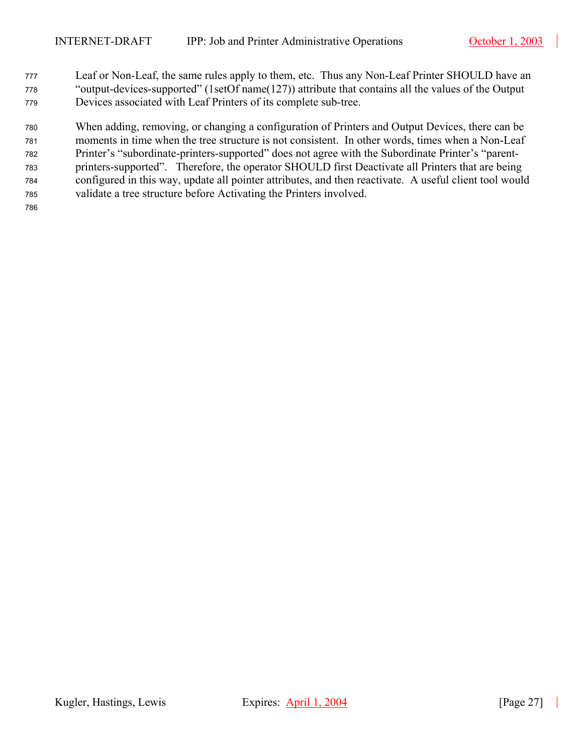Leaf or Non-Leaf, the same rules apply to them, etc. Thus any Non-Leaf Printer SHOULD have an "output-devices-supported" (1setOf name(127)) attribute that contains all the values of the Output Devices associated with Leaf Printers of its complete sub-tree.

When adding, removing, or changing a configuration of Printers and Output Devices, there can be moments in time when the tree structure is not consistent. In other words, times when a Non-Leaf Printer's "subordinate-printers-supported" does not agree with the Subordinate Printer's "parent-printers-supported". Therefore, the operator SHOULD first Deactivate all Printers that are being configured in this way, update all pointer attributes, and then reactivate. A useful client tool would validate a tree structure before Activating the Printers involved.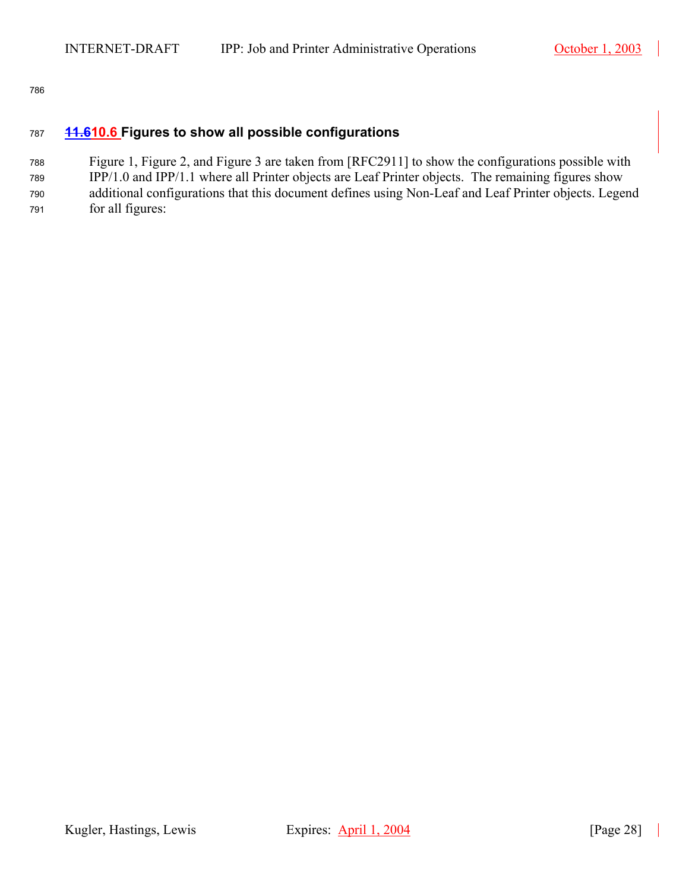## 11.6 10.6 Figures to show all possible configurations

Figure 1, Figure 2, and Figure 3 are taken from [RFC2911] to show the configurations possible with IPP/1.0 and IPP/1.1 where all Printer objects are Leaf Printer objects. The remaining figures show additional configurations that this document defines using Non-Leaf and Leaf Printer objects. Legend for all figures: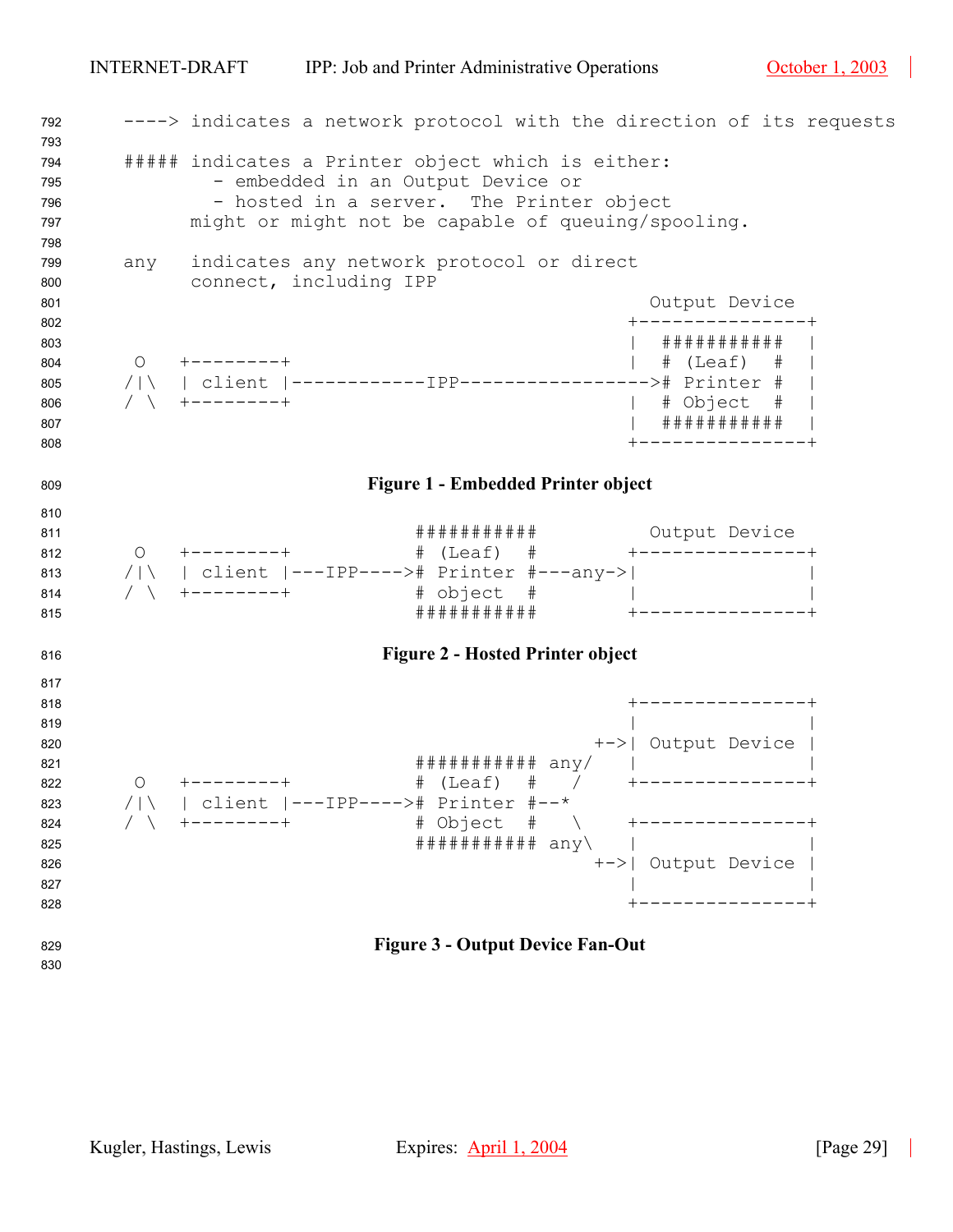```
----> indicates a network protocol with the direction of its requests

##### indicates a Printer object which is either:
        - embedded in an Output Device or
        - hosted in a server.  The Printer object
      might or might not be capable of queuing/spooling.

any   indicates any network protocol or direct
      connect, including IPP
```

```
                                                      Output Device
                                                    +---------------+
                                                    |  ###########  |
  O   +--------+                                    |  # (Leaf)  #  |
 /|\  | client |------------IPP----------------->#  Printer #  |
 / \  +--------+                                    |  # Object  #  |
                                                    |  ###########  |
                                                    +---------------+
```

**Figure 1 - Embedded Printer object**

```
                             ###########          Output Device
  O   +--------+             # (Leaf)  #        +---------------+
 /|\  | client |---IPP----># Printer #---any->|               |
 / \  +--------+             # object  #        |               |
                             ###########        +---------------+
```

**Figure 2 - Hosted Printer object**

```
                                                    +---------------+
                                                    |               |
                                                 +->| Output Device |
                             ########### any/   |               |
  O   +--------+             # (Leaf)  #   /    +---------------+
 /|\  | client |---IPP----># Printer #--*
 / \  +--------+             # Object  #   \    +---------------+
                             ########### any\   |               |
                                                 +->| Output Device |
                                                    |               |
                                                    +---------------+
```

**Figure 3 - Output Device Fan-Out**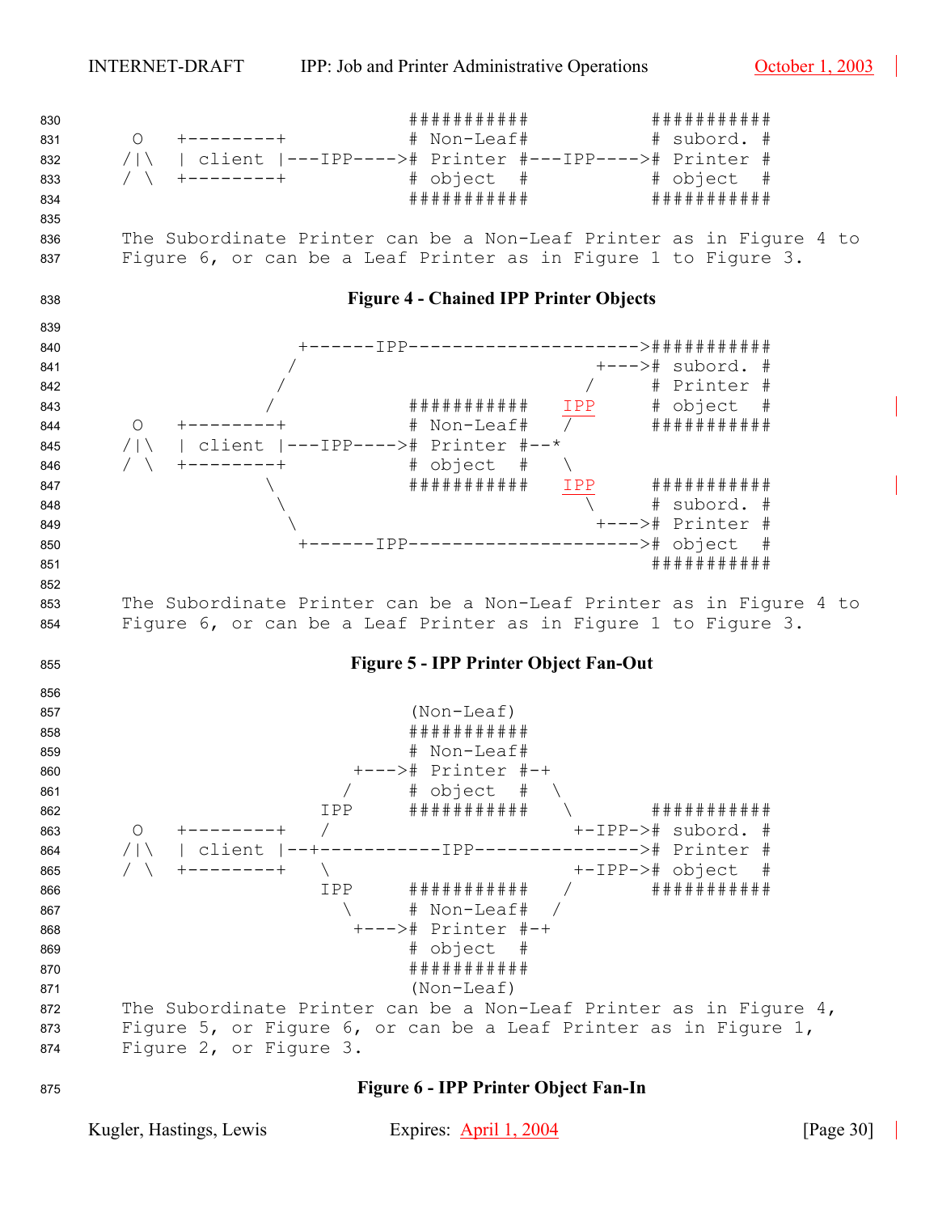```
                              ###########           ###########
     O   +--------+           # Non-Leaf#           # subord. #
    /|\  | client |---IPP---->#  Printer #---IPP---->#  Printer #
    / \  +--------+           #  object  #           #  object  #
                              ###########           ###########
```

The Subordinate Printer can be a Non-Leaf Printer as in Figure 4 to Figure 6, or can be a Leaf Printer as in Figure 1 to Figure 3.

**Figure 4 - Chained IPP Printer Objects**

```
                    +------IPP--------------------->###########
                   /                          +--->#  subord. #
                  /                          /     #  Printer #
                 /            ###########   IPP     #  object  #
     O   +--------+           # Non-Leaf#   /       ###########
    /|\  | client |---IPP---->#  Printer #--*
    / \  +--------+           #  object  #   \
                 \            ###########   IPP     ###########
                  \                          \     #  subord. #
                   \                          +--->#  Printer #
                    +------IPP--------------------->#  object  #
                                                    ###########
```

The Subordinate Printer can be a Non-Leaf Printer as in Figure 4 to Figure 6, or can be a Leaf Printer as in Figure 1 to Figure 3.

**Figure 5 - IPP Printer Object Fan-Out**

```
                              (Non-Leaf)
                              ###########
                              # Non-Leaf#
                         +--->#  Printer #-+
                        /     #  object  #  \
                      IPP     ###########    \      ###########
     O   +--------+   /                       +-IPP->#  subord. #
    /|\  | client |--+-----------IPP--------------->#  Printer #
    / \  +--------+   \                       +-IPP->#  object  #
                      IPP     ###########    /      ###########
                        \     # Non-Leaf#   /
                         +--->#  Printer #-+
                              #  object  #
                              ###########
                              (Non-Leaf)
```

The Subordinate Printer can be a Non-Leaf Printer as in Figure 4, Figure 5, or Figure 6, or can be a Leaf Printer as in Figure 1, Figure 2, or Figure 3.

**Figure 6 - IPP Printer Object Fan-In**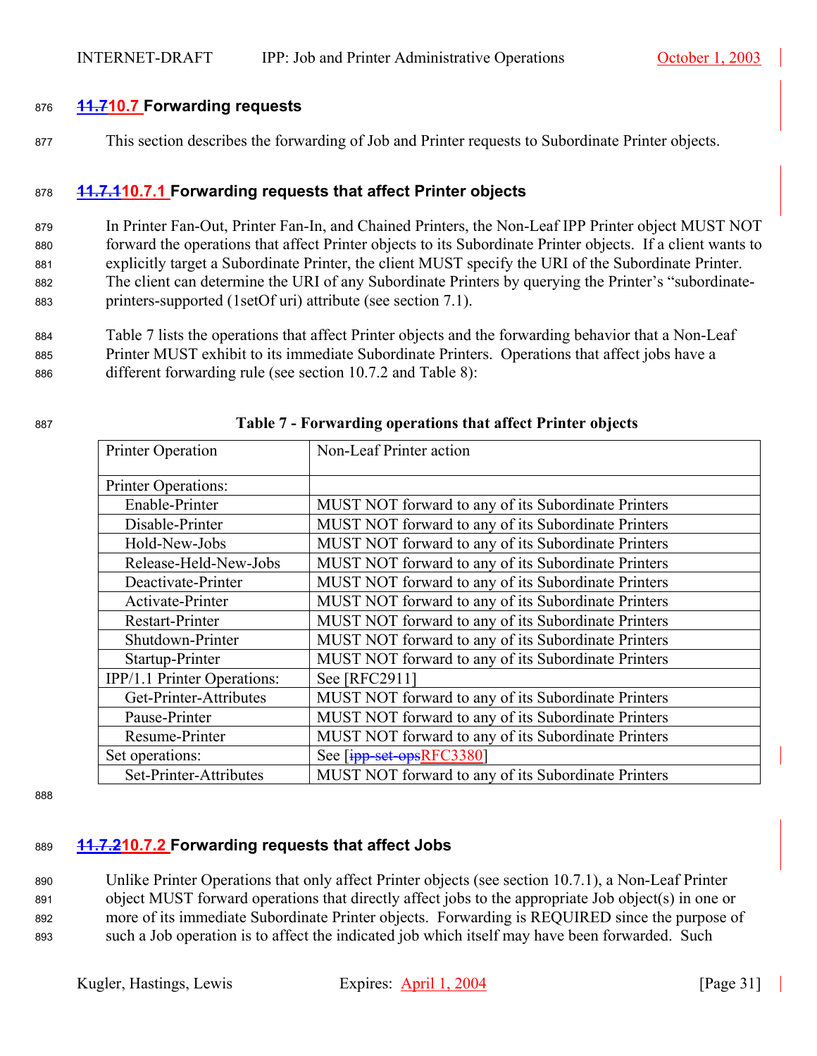### 10.7 Forwarding requests

This section describes the forwarding of Job and Printer requests to Subordinate Printer objects.

#### 10.7.1 Forwarding requests that affect Printer objects

In Printer Fan-Out, Printer Fan-In, and Chained Printers, the Non-Leaf IPP Printer object MUST NOT forward the operations that affect Printer objects to its Subordinate Printer objects. If a client wants to explicitly target a Subordinate Printer, the client MUST specify the URI of the Subordinate Printer. The client can determine the URI of any Subordinate Printers by querying the Printer's "subordinate-printers-supported (1setOf uri) attribute (see section 7.1).

Table 7 lists the operations that affect Printer objects and the forwarding behavior that a Non-Leaf Printer MUST exhibit to its immediate Subordinate Printers. Operations that affect jobs have a different forwarding rule (see section 10.7.2 and Table 8):

**Table 7 - Forwarding operations that affect Printer objects**

| Printer Operation | Non-Leaf Printer action |
|---|---|
| Printer Operations: | |
| Enable-Printer | MUST NOT forward to any of its Subordinate Printers |
| Disable-Printer | MUST NOT forward to any of its Subordinate Printers |
| Hold-New-Jobs | MUST NOT forward to any of its Subordinate Printers |
| Release-Held-New-Jobs | MUST NOT forward to any of its Subordinate Printers |
| Deactivate-Printer | MUST NOT forward to any of its Subordinate Printers |
| Activate-Printer | MUST NOT forward to any of its Subordinate Printers |
| Restart-Printer | MUST NOT forward to any of its Subordinate Printers |
| Shutdown-Printer | MUST NOT forward to any of its Subordinate Printers |
| Startup-Printer | MUST NOT forward to any of its Subordinate Printers |
| IPP/1.1 Printer Operations: | See [RFC2911] |
| Get-Printer-Attributes | MUST NOT forward to any of its Subordinate Printers |
| Pause-Printer | MUST NOT forward to any of its Subordinate Printers |
| Resume-Printer | MUST NOT forward to any of its Subordinate Printers |
| Set operations: | See [RFC3380] |
| Set-Printer-Attributes | MUST NOT forward to any of its Subordinate Printers |

#### 10.7.2 Forwarding requests that affect Jobs

Unlike Printer Operations that only affect Printer objects (see section 10.7.1), a Non-Leaf Printer object MUST forward operations that directly affect jobs to the appropriate Job object(s) in one or more of its immediate Subordinate Printer objects. Forwarding is REQUIRED since the purpose of such a Job operation is to affect the indicated job which itself may have been forwarded. Such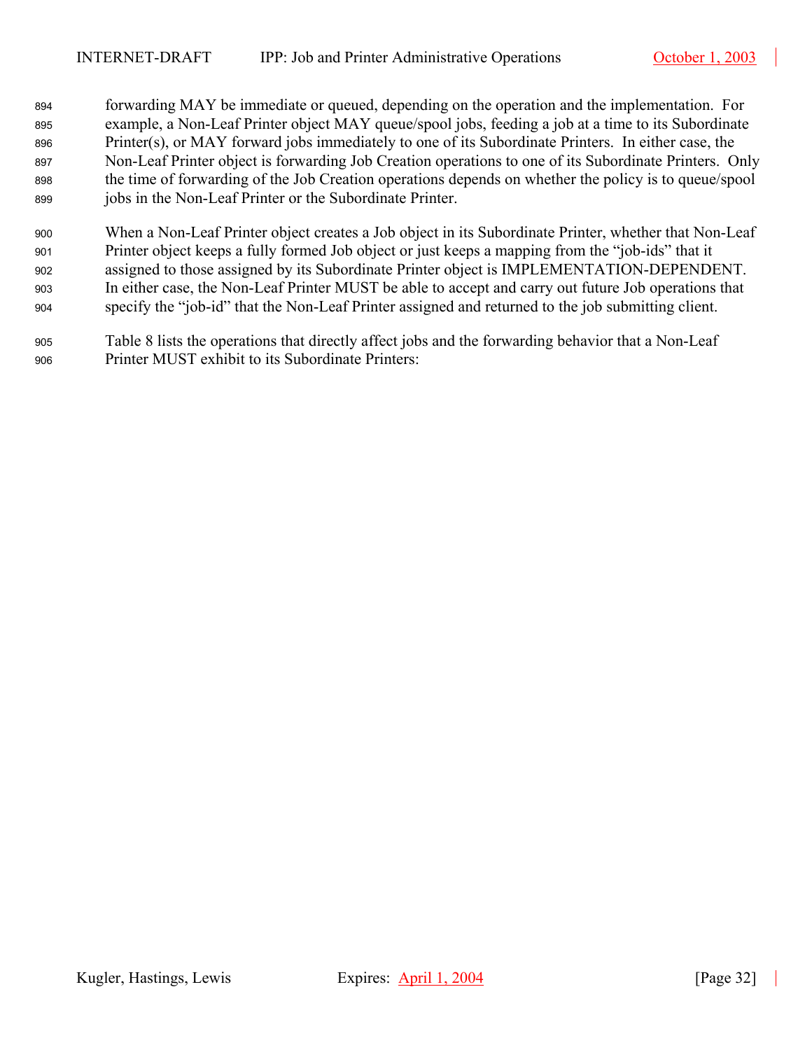forwarding MAY be immediate or queued, depending on the operation and the implementation. For example, a Non-Leaf Printer object MAY queue/spool jobs, feeding a job at a time to its Subordinate Printer(s), or MAY forward jobs immediately to one of its Subordinate Printers. In either case, the Non-Leaf Printer object is forwarding Job Creation operations to one of its Subordinate Printers. Only the time of forwarding of the Job Creation operations depends on whether the policy is to queue/spool jobs in the Non-Leaf Printer or the Subordinate Printer.

When a Non-Leaf Printer object creates a Job object in its Subordinate Printer, whether that Non-Leaf Printer object keeps a fully formed Job object or just keeps a mapping from the "job-ids" that it assigned to those assigned by its Subordinate Printer object is IMPLEMENTATION-DEPENDENT. In either case, the Non-Leaf Printer MUST be able to accept and carry out future Job operations that specify the "job-id" that the Non-Leaf Printer assigned and returned to the job submitting client.

Table 8 lists the operations that directly affect jobs and the forwarding behavior that a Non-Leaf Printer MUST exhibit to its Subordinate Printers: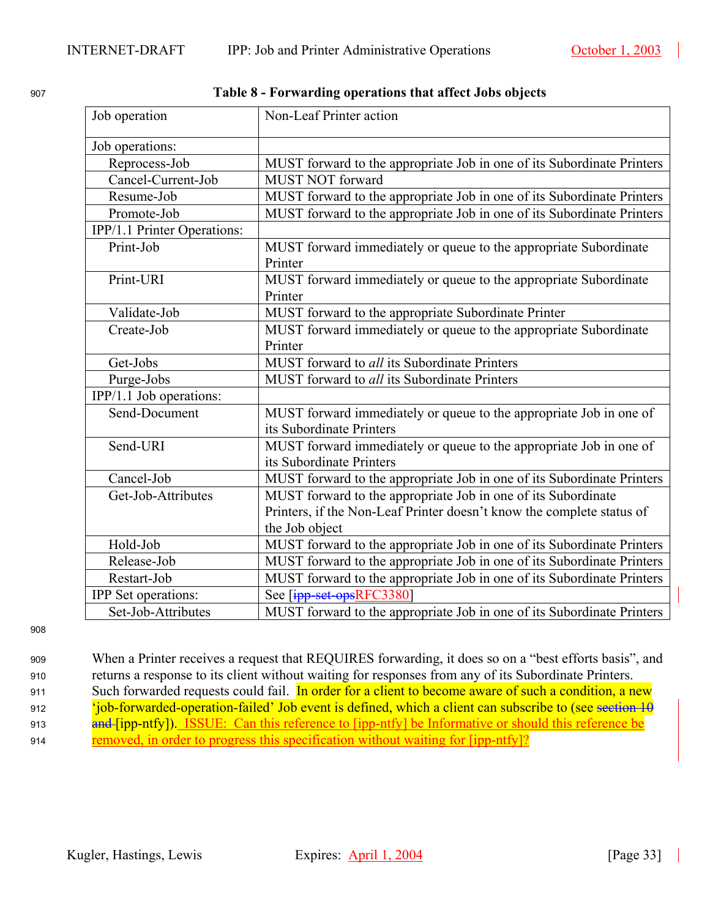**Table 8 - Forwarding operations that affect Jobs objects**

| Job operation | Non-Leaf Printer action |
|---|---|
| Job operations: | |
| Reprocess-Job | MUST forward to the appropriate Job in one of its Subordinate Printers |
| Cancel-Current-Job | MUST NOT forward |
| Resume-Job | MUST forward to the appropriate Job in one of its Subordinate Printers |
| Promote-Job | MUST forward to the appropriate Job in one of its Subordinate Printers |
| IPP/1.1 Printer Operations: | |
| Print-Job | MUST forward immediately or queue to the appropriate Subordinate Printer |
| Print-URI | MUST forward immediately or queue to the appropriate Subordinate Printer |
| Validate-Job | MUST forward to the appropriate Subordinate Printer |
| Create-Job | MUST forward immediately or queue to the appropriate Subordinate Printer |
| Get-Jobs | MUST forward to *all* its Subordinate Printers |
| Purge-Jobs | MUST forward to *all* its Subordinate Printers |
| IPP/1.1 Job operations: | |
| Send-Document | MUST forward immediately or queue to the appropriate Job in one of its Subordinate Printers |
| Send-URI | MUST forward immediately or queue to the appropriate Job in one of its Subordinate Printers |
| Cancel-Job | MUST forward to the appropriate Job in one of its Subordinate Printers |
| Get-Job-Attributes | MUST forward to the appropriate Job in one of its Subordinate Printers, if the Non-Leaf Printer doesn't know the complete status of the Job object |
| Hold-Job | MUST forward to the appropriate Job in one of its Subordinate Printers |
| Release-Job | MUST forward to the appropriate Job in one of its Subordinate Printers |
| Restart-Job | MUST forward to the appropriate Job in one of its Subordinate Printers |
| IPP Set operations: | See [~~ipp-set-ops~~RFC3380] |
| Set-Job-Attributes | MUST forward to the appropriate Job in one of its Subordinate Printers |

When a Printer receives a request that REQUIRES forwarding, it does so on a "best efforts basis", and returns a response to its client without waiting for responses from any of its Subordinate Printers. Such forwarded requests could fail. In order for a client to become aware of such a condition, a new 'job-forwarded-operation-failed' Job event is defined, which a client can subscribe to (see ~~section 10 and~~ [ipp-ntfy]). ISSUE: Can this reference to [ipp-ntfy] be Informative or should this reference be removed, in order to progress this specification without waiting for [ipp-ntfy]?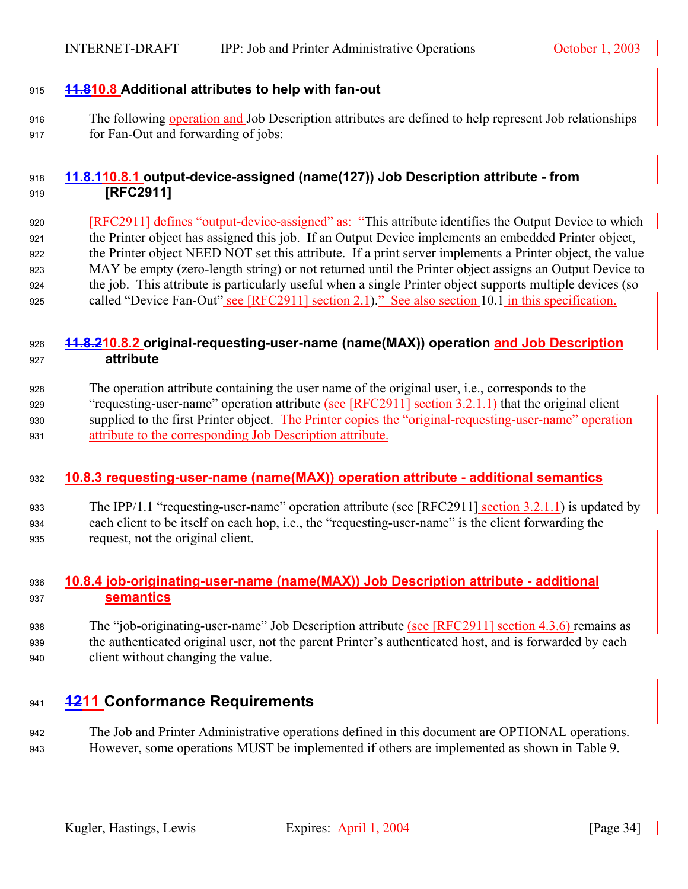### 11.810.8 Additional attributes to help with fan-out

The following operation and Job Description attributes are defined to help represent Job relationships for Fan-Out and forwarding of jobs:

#### 11.8.110.8.1 output-device-assigned (name(127)) Job Description attribute - from [RFC2911]

[RFC2911] defines "output-device-assigned" as: "This attribute identifies the Output Device to which the Printer object has assigned this job. If an Output Device implements an embedded Printer object, the Printer object NEED NOT set this attribute. If a print server implements a Printer object, the value MAY be empty (zero-length string) or not returned until the Printer object assigns an Output Device to the job. This attribute is particularly useful when a single Printer object supports multiple devices (so called "Device Fan-Out" see [RFC2911] section 2.1)." See also section 10.1 in this specification.

#### 11.8.210.8.2 original-requesting-user-name (name(MAX)) operation and Job Description attribute

The operation attribute containing the user name of the original user, i.e., corresponds to the "requesting-user-name" operation attribute (see [RFC2911] section 3.2.1.1) that the original client supplied to the first Printer object. The Printer copies the "original-requesting-user-name" operation attribute to the corresponding Job Description attribute.

#### 10.8.3 requesting-user-name (name(MAX)) operation attribute - additional semantics

The IPP/1.1 "requesting-user-name" operation attribute (see [RFC2911] section 3.2.1.1) is updated by each client to be itself on each hop, i.e., the "requesting-user-name" is the client forwarding the request, not the original client.

#### 10.8.4 job-originating-user-name (name(MAX)) Job Description attribute - additional semantics

The "job-originating-user-name" Job Description attribute (see [RFC2911] section 4.3.6) remains as the authenticated original user, not the parent Printer's authenticated host, and is forwarded by each client without changing the value.

## 1211 Conformance Requirements

The Job and Printer Administrative operations defined in this document are OPTIONAL operations. However, some operations MUST be implemented if others are implemented as shown in Table 9.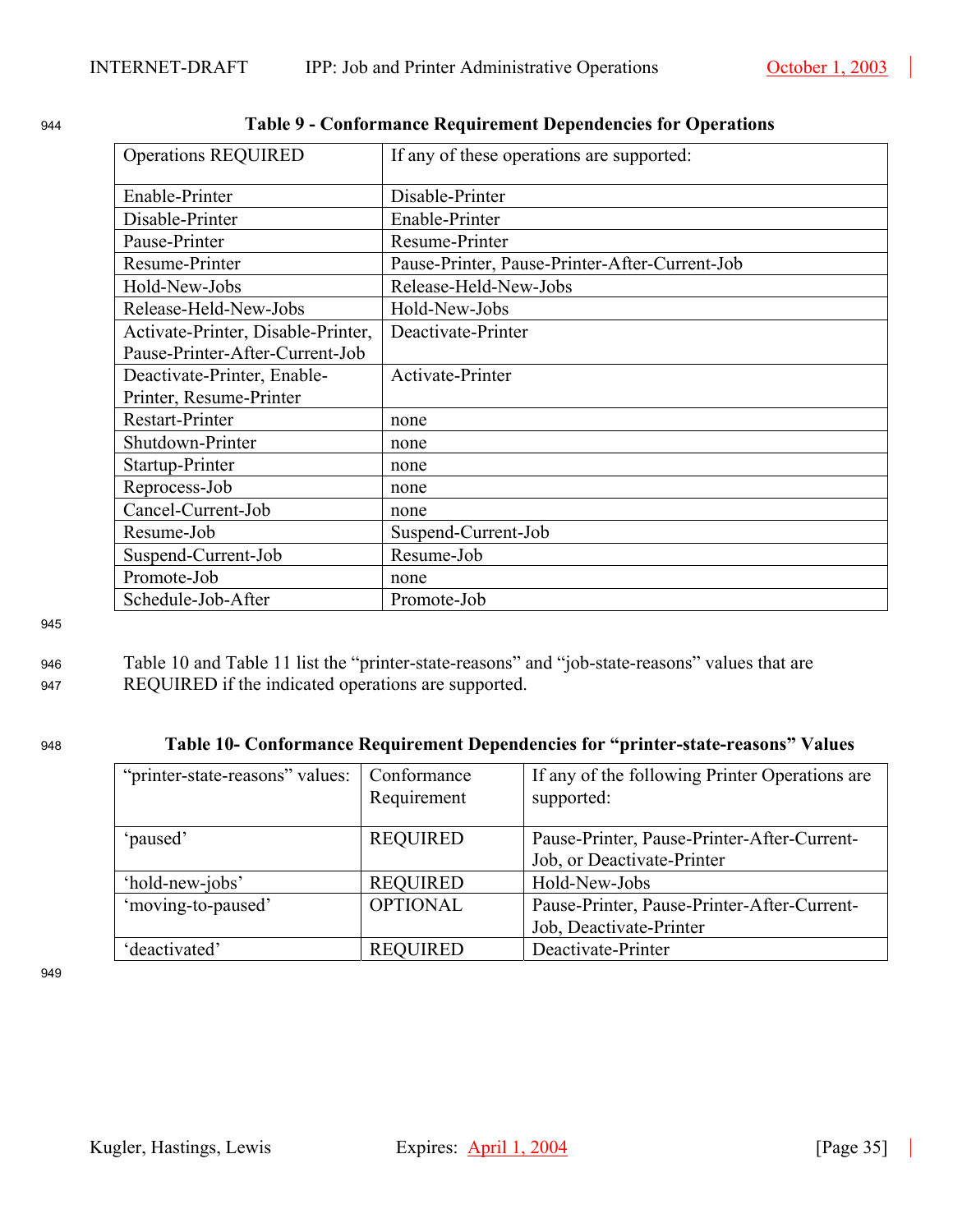**Table 9 - Conformance Requirement Dependencies for Operations**

| Operations REQUIRED | If any of these operations are supported: |
|---|---|
| Enable-Printer | Disable-Printer |
| Disable-Printer | Enable-Printer |
| Pause-Printer | Resume-Printer |
| Resume-Printer | Pause-Printer, Pause-Printer-After-Current-Job |
| Hold-New-Jobs | Release-Held-New-Jobs |
| Release-Held-New-Jobs | Hold-New-Jobs |
| Activate-Printer, Disable-Printer, Pause-Printer-After-Current-Job | Deactivate-Printer |
| Deactivate-Printer, Enable-Printer, Resume-Printer | Activate-Printer |
| Restart-Printer | none |
| Shutdown-Printer | none |
| Startup-Printer | none |
| Reprocess-Job | none |
| Cancel-Current-Job | none |
| Resume-Job | Suspend-Current-Job |
| Suspend-Current-Job | Resume-Job |
| Promote-Job | none |
| Schedule-Job-After | Promote-Job |

Table 10 and Table 11 list the “printer-state-reasons” and “job-state-reasons” values that are REQUIRED if the indicated operations are supported.

**Table 10- Conformance Requirement Dependencies for “printer-state-reasons” Values**

| “printer-state-reasons” values: | Conformance Requirement | If any of the following Printer Operations are supported: |
|---|---|---|
| ‘paused’ | REQUIRED | Pause-Printer, Pause-Printer-After-Current-Job, or Deactivate-Printer |
| ‘hold-new-jobs’ | REQUIRED | Hold-New-Jobs |
| ‘moving-to-paused’ | OPTIONAL | Pause-Printer, Pause-Printer-After-Current-Job, Deactivate-Printer |
| ‘deactivated’ | REQUIRED | Deactivate-Printer |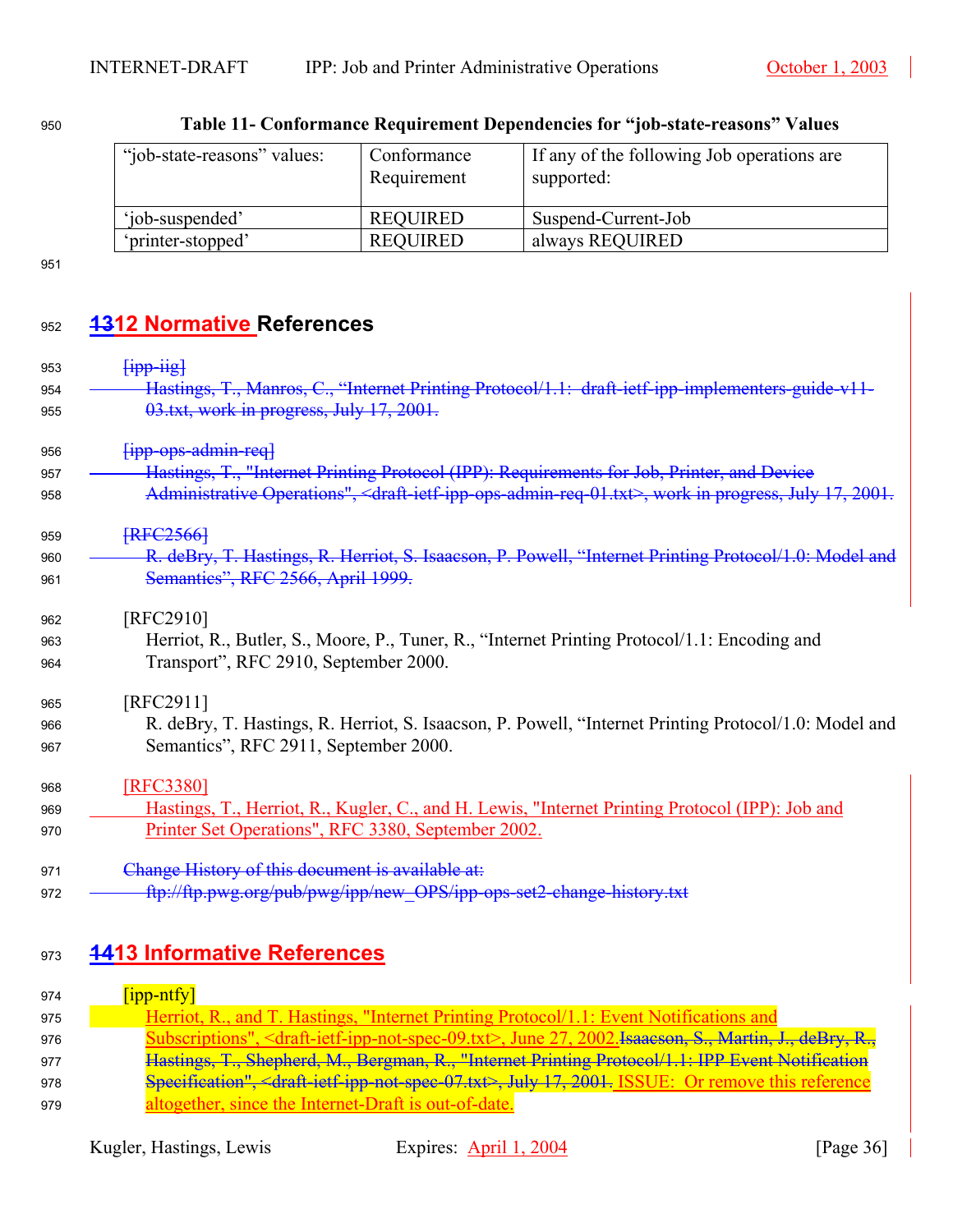Table 11- Conformance Requirement Dependencies for "job-state-reasons" Values

| "job-state-reasons" values: | Conformance Requirement | If any of the following Job operations are supported: |
|---|---|---|
| 'job-suspended' | REQUIRED | Suspend-Current-Job |
| 'printer-stopped' | REQUIRED | always REQUIRED |

# ~~13~~12 Normative References

~~[ipp-iig]~~
~~Hastings, T., Manros, C., "Internet Printing Protocol/1.1: draft-ietf-ipp-implementers-guide-v11-03.txt, work in progress, July 17, 2001.~~

~~[ipp-ops-admin-req]~~
~~Hastings, T., "Internet Printing Protocol (IPP): Requirements for Job, Printer, and Device Administrative Operations", <draft-ietf-ipp-ops-admin-req-01.txt>, work in progress, July 17, 2001.~~

~~[RFC2566]~~
~~R. deBry, T. Hastings, R. Herriot, S. Isaacson, P. Powell, "Internet Printing Protocol/1.0: Model and Semantics", RFC 2566, April 1999.~~

[RFC2910]
Herriot, R., Butler, S., Moore, P., Tuner, R., "Internet Printing Protocol/1.1: Encoding and Transport", RFC 2910, September 2000.

[RFC2911]
R. deBry, T. Hastings, R. Herriot, S. Isaacson, P. Powell, "Internet Printing Protocol/1.0: Model and Semantics", RFC 2911, September 2000.

[RFC3380]
Hastings, T., Herriot, R., Kugler, C., and H. Lewis, "Internet Printing Protocol (IPP): Job and Printer Set Operations", RFC 3380, September 2002.

~~Change History of this document is available at:~~
~~ftp://ftp.pwg.org/pub/pwg/ipp/new_OPS/ipp-ops-set2-change-history.txt~~

# ~~14~~13 Informative References

[ipp-ntfy]
Herriot, R., and T. Hastings, "Internet Printing Protocol/1.1: Event Notifications and Subscriptions", <draft-ietf-ipp-not-spec-09.txt>, June 27, 2002.~~Isaacson, S., Martin, J., deBry, R., Hastings, T., Shepherd, M., Bergman, R., "Internet Printing Protocol/1.1: IPP Event Notification Specification", <draft-ietf-ipp-not-spec-07.txt>, July 17, 2001.~~ ISSUE: Or remove this reference altogether, since the Internet-Draft is out-of-date.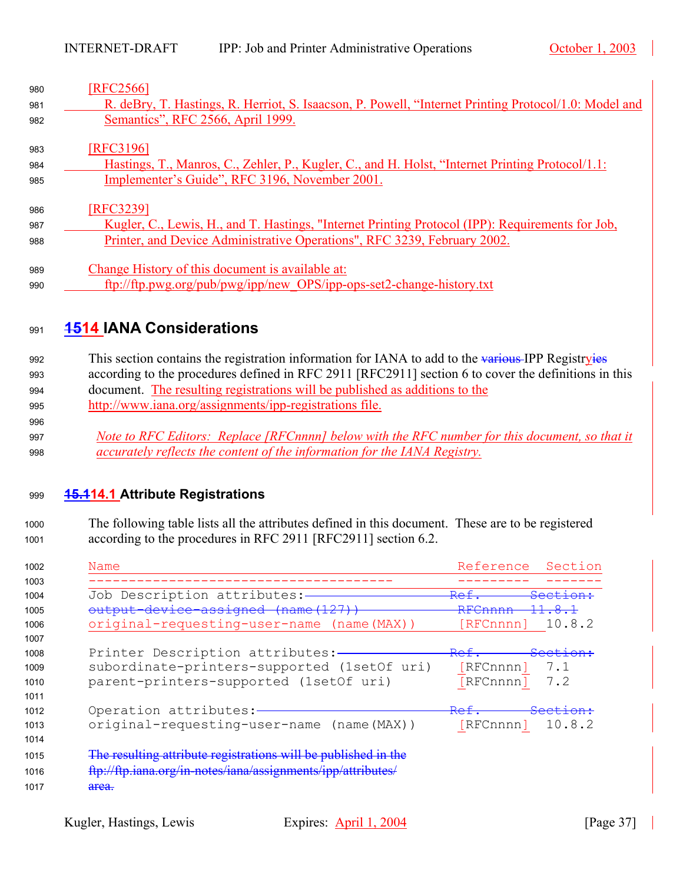[RFC2566]

R. deBry, T. Hastings, R. Herriot, S. Isaacson, P. Powell, "Internet Printing Protocol/1.0: Model and Semantics", RFC 2566, April 1999.

[RFC3196]

Hastings, T., Manros, C., Zehler, P., Kugler, C., and H. Holst, "Internet Printing Protocol/1.1: Implementer's Guide", RFC 3196, November 2001.

[RFC3239]

Kugler, C., Lewis, H., and T. Hastings, "Internet Printing Protocol (IPP): Requirements for Job, Printer, and Device Administrative Operations", RFC 3239, February 2002.

Change History of this document is available at:

ftp://ftp.pwg.org/pub/pwg/ipp/new_OPS/ipp-ops-set2-change-history.txt

# 1514 IANA Considerations

This section contains the registration information for IANA to add to the various IPP Registryies according to the procedures defined in RFC 2911 [RFC2911] section 6 to cover the definitions in this document. The resulting registrations will be published as additions to the http://www.iana.org/assignments/ipp-registrations file.

*Note to RFC Editors: Replace [RFCnnnn] below with the RFC number for this document, so that it accurately reflects the content of the information for the IANA Registry.*

## 15.114.1 Attribute Registrations

The following table lists all the attributes defined in this document. These are to be registered according to the procedures in RFC 2911 [RFC2911] section 6.2.

```
Name                                        Reference  Section
-------------------------------------       ---------  -------
Job Description attributes:                 Ref.       Section:
output-device-assigned (name(127))          RFCnnnn    11.8.1
original-requesting-user-name (name(MAX))   [RFCnnnn]  10.8.2

Printer Description attributes:             Ref.       Section:
subordinate-printers-supported (1setOf uri)  [RFCnnnn]  7.1
parent-printers-supported (1setOf uri)       [RFCnnnn]  7.2

Operation attributes:                       Ref.       Section:
original-requesting-user-name (name(MAX))    [RFCnnnn]  10.8.2
```

The resulting attribute registrations will be published in the ftp://ftp.iana.org/in-notes/iana/assignments/ipp/attributes/ area.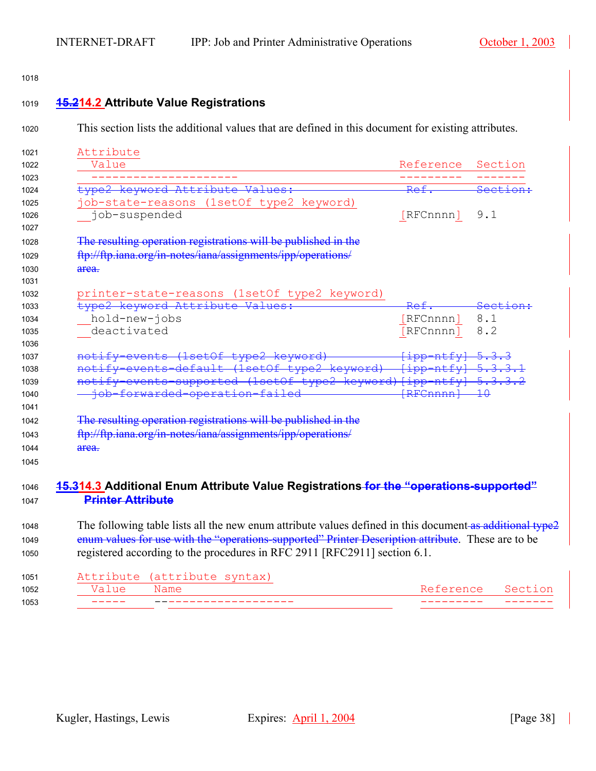## 15.2 14.2 Attribute Value Registrations

This section lists the additional values that are defined in this document for existing attributes.

```
Attribute
  Value                                              Reference  Section
  ---------------------                              ---------  -------
type2 keyword Attribute Values:                       Ref.      Section:
job-state-reasons (1setOf type2 keyword)
  job-suspended                                      [RFCnnnn]  9.1
```

The resulting operation registrations will be published in the ftp://ftp.iana.org/in-notes/iana/assignments/ipp/operations/ area.

```
printer-state-reasons (1setOf type2 keyword)
type2 keyword Attribute Values:                       Ref.      Section:
  hold-new-jobs                                      [RFCnnnn]  8.1
  deactivated                                        [RFCnnnn]  8.2

notify-events (1setOf type2 keyword)                 [ipp-ntfy] 5.3.3
notify-events-default (1setOf type2 keyword)         [ipp-ntfy] 5.3.3.1
notify-events-supported (1setOf type2 keyword)       [ipp-ntfy] 5.3.3.2
  job-forwarded-operation-failed                     [RFCnnnn]  10
```

The resulting operation registrations will be published in the ftp://ftp.iana.org/in-notes/iana/assignments/ipp/operations/ area.

## 15.3 14.3 Additional Enum Attribute Value Registrations for the “operations-supported” Printer Attribute

The following table lists all the new enum attribute values defined in this document as additional type2 enum values for use with the “operations-supported” Printer Description attribute. These are to be registered according to the procedures in RFC 2911 [RFC2911] section 6.1.

```
Attribute (attribute syntax)
  Value    Name                                      Reference   Section
  -----    ---------------------                     ---------   -------
```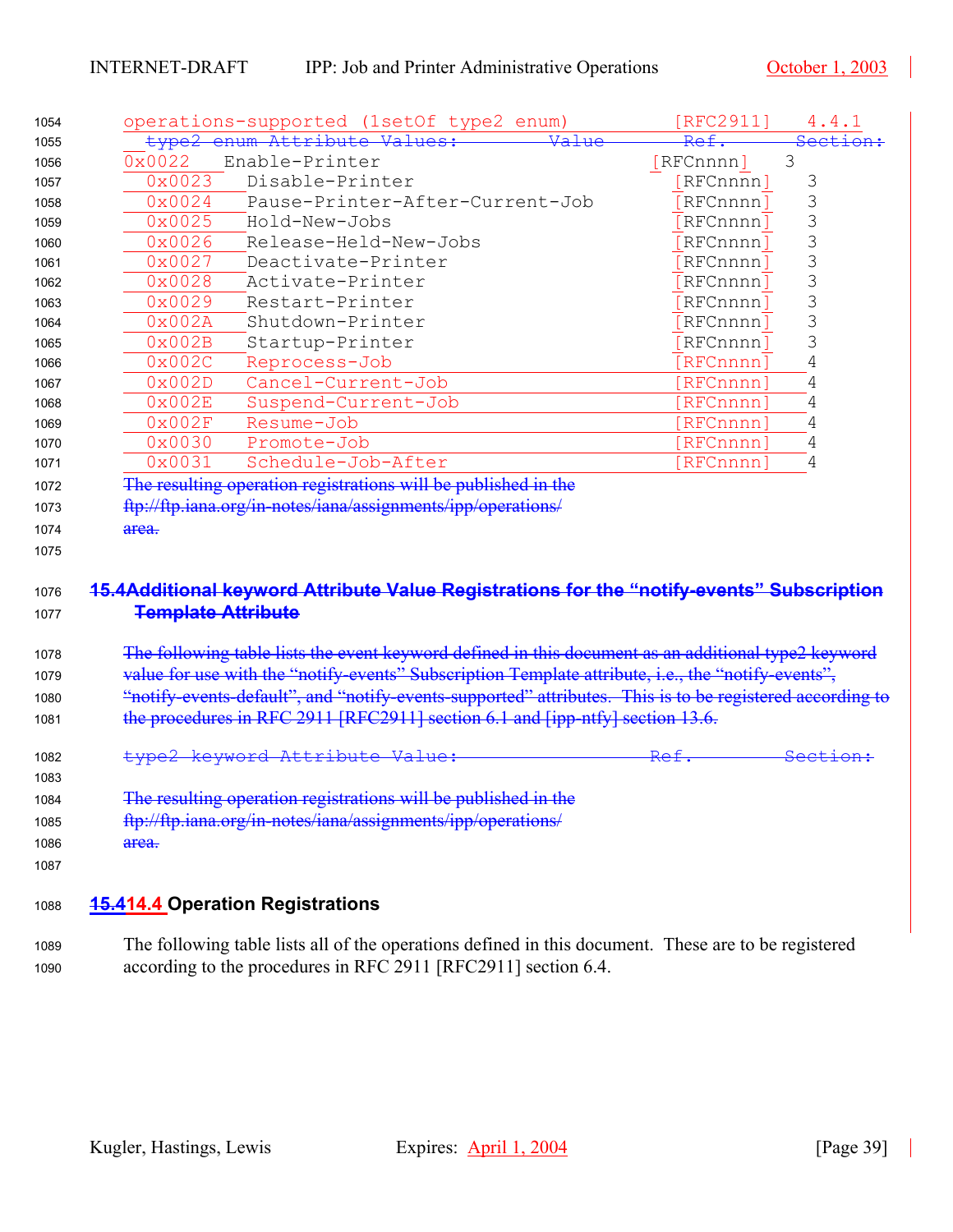```
operations-supported (1setOf type2 enum)            [RFC2911]   4.4.1
  type2 enum Attribute Values:          Value       Ref.        Section:
0x0022    Enable-Printer                          [RFCnnnn]   3
  0x0023    Disable-Printer                         [RFCnnnn]   3
  0x0024    Pause-Printer-After-Current-Job         [RFCnnnn]   3
  0x0025    Hold-New-Jobs                           [RFCnnnn]   3
  0x0026    Release-Held-New-Jobs                   [RFCnnnn]   3
  0x0027    Deactivate-Printer                      [RFCnnnn]   3
  0x0028    Activate-Printer                        [RFCnnnn]   3
  0x0029    Restart-Printer                         [RFCnnnn]   3
  0x002A    Shutdown-Printer                        [RFCnnnn]   3
  0x002B    Startup-Printer                         [RFCnnnn]   3
  0x002C    Reprocess-Job                           [RFCnnnn]   4
  0x002D    Cancel-Current-Job                      [RFCnnnn]   4
  0x002E    Suspend-Current-Job                     [RFCnnnn]   4
  0x002F    Resume-Job                              [RFCnnnn]   4
  0x0030    Promote-Job                             [RFCnnnn]   4
  0x0031    Schedule-Job-After                      [RFCnnnn]   4
```

~~The resulting operation registrations will be published in the ftp://ftp.iana.org/in-notes/iana/assignments/ipp/operations/ area.~~

## ~~15.4 Additional keyword Attribute Value Registrations for the "notify-events" Subscription Template Attribute~~

~~The following table lists the event keyword defined in this document as an additional type2 keyword value for use with the "notify-events" Subscription Template attribute, i.e., the "notify-events", "notify-events-default", and "notify-events-supported" attributes. This is to be registered according to the procedures in RFC 2911 [RFC2911] section 6.1 and [ipp-ntfy] section 13.6.~~

```
type2 keyword Attribute Value:                  Ref.        Section:
```

~~The resulting operation registrations will be published in the ftp://ftp.iana.org/in-notes/iana/assignments/ipp/operations/ area.~~

## ~~15.4~~14.4 Operation Registrations

The following table lists all of the operations defined in this document. These are to be registered according to the procedures in RFC 2911 [RFC2911] section 6.4.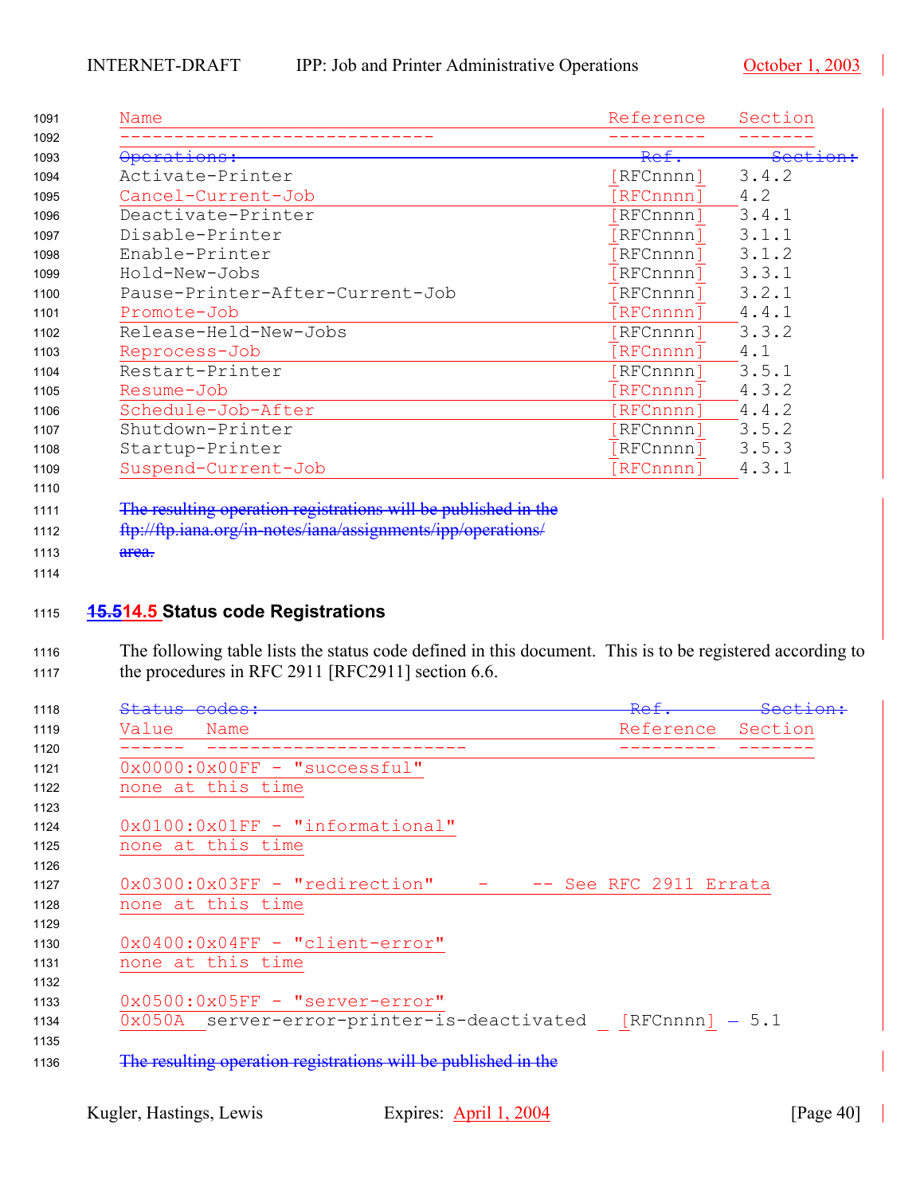| Name | Reference | Section |
| --- | --- | --- |
| Activate-Printer | [RFCnnnn] | 3.4.2 |
| Cancel-Current-Job | [RFCnnnn] | 4.2 |
| Deactivate-Printer | [RFCnnnn] | 3.4.1 |
| Disable-Printer | [RFCnnnn] | 3.1.1 |
| Enable-Printer | [RFCnnnn] | 3.1.2 |
| Hold-New-Jobs | [RFCnnnn] | 3.3.1 |
| Pause-Printer-After-Current-Job | [RFCnnnn] | 3.2.1 |
| Promote-Job | [RFCnnnn] | 4.4.1 |
| Release-Held-New-Jobs | [RFCnnnn] | 3.3.2 |
| Reprocess-Job | [RFCnnnn] | 4.1 |
| Restart-Printer | [RFCnnnn] | 3.5.1 |
| Resume-Job | [RFCnnnn] | 4.3.2 |
| Schedule-Job-After | [RFCnnnn] | 4.4.2 |
| Shutdown-Printer | [RFCnnnn] | 3.5.2 |
| Startup-Printer | [RFCnnnn] | 3.5.3 |
| Suspend-Current-Job | [RFCnnnn] | 4.3.1 |

## 14.5 Status code Registrations

The following table lists the status code defined in this document. This is to be registered according to the procedures in RFC 2911 [RFC2911] section 6.6.

```
Value   Name                                      Reference  Section
------  ------------------------                  ---------  -------
0x0000:0x00FF - "successful"
none at this time

0x0100:0x01FF - "informational"
none at this time

0x0300:0x03FF - "redirection"    -    -- See RFC 2911 Errata
none at this time

0x0400:0x04FF - "client-error"
none at this time

0x0500:0x05FF - "server-error"
0x050A  server-error-printer-is-deactivated   [RFCnnnn]   5.1
```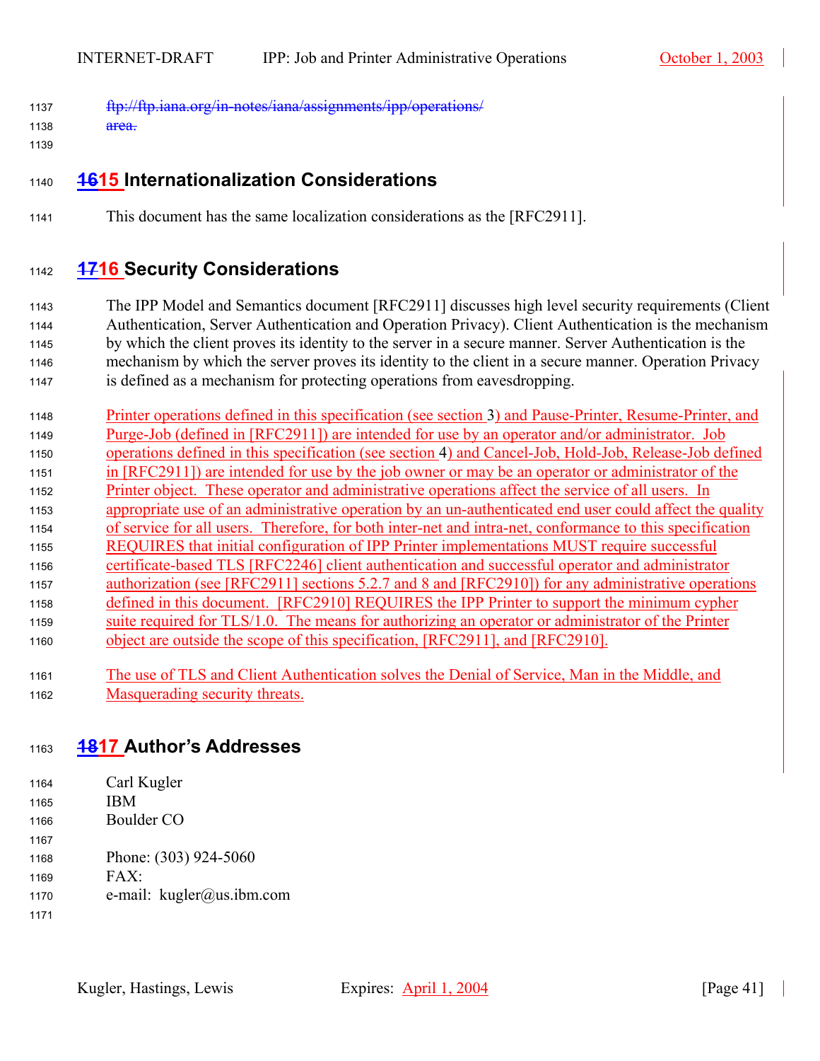ftp://ftp.iana.org/in-notes/iana/assignments/ipp/operations/
area.

# 15 Internationalization Considerations

This document has the same localization considerations as the [RFC2911].

# 16 Security Considerations

The IPP Model and Semantics document [RFC2911] discusses high level security requirements (Client Authentication, Server Authentication and Operation Privacy). Client Authentication is the mechanism by which the client proves its identity to the server in a secure manner. Server Authentication is the mechanism by which the server proves its identity to the client in a secure manner. Operation Privacy is defined as a mechanism for protecting operations from eavesdropping.

Printer operations defined in this specification (see section 3) and Pause-Printer, Resume-Printer, and Purge-Job (defined in [RFC2911]) are intended for use by an operator and/or administrator. Job operations defined in this specification (see section 4) and Cancel-Job, Hold-Job, Release-Job defined in [RFC2911]) are intended for use by the job owner or may be an operator or administrator of the Printer object. These operator and administrative operations affect the service of all users. In appropriate use of an administrative operation by an un-authenticated end user could affect the quality of service for all users. Therefore, for both inter-net and intra-net, conformance to this specification REQUIRES that initial configuration of IPP Printer implementations MUST require successful certificate-based TLS [RFC2246] client authentication and successful operator and administrator authorization (see [RFC2911] sections 5.2.7 and 8 and [RFC2910]) for any administrative operations defined in this document. [RFC2910] REQUIRES the IPP Printer to support the minimum cypher suite required for TLS/1.0. The means for authorizing an operator or administrator of the Printer object are outside the scope of this specification, [RFC2911], and [RFC2910].

The use of TLS and Client Authentication solves the Denial of Service, Man in the Middle, and Masquerading security threats.

# 17 Author's Addresses

Carl Kugler
IBM
Boulder CO

Phone: (303) 924-5060
FAX:
e-mail: kugler@us.ibm.com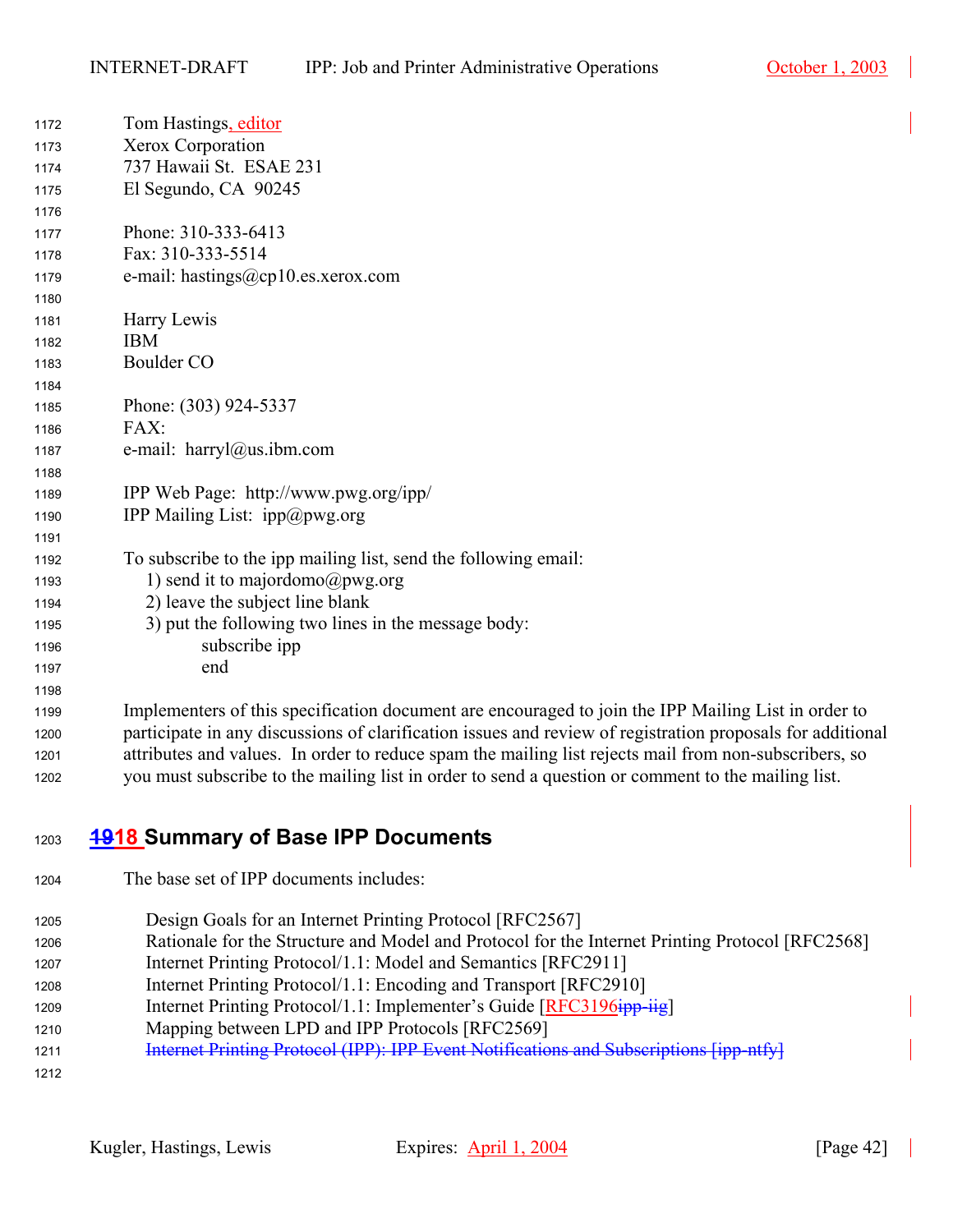Tom Hastings, editor
Xerox Corporation
737 Hawaii St.  ESAE 231
El Segundo, CA  90245

Phone: 310-333-6413
Fax: 310-333-5514
e-mail: hastings@cp10.es.xerox.com

Harry Lewis
IBM
Boulder CO

Phone: (303) 924-5337
FAX:
e-mail:  harryl@us.ibm.com

IPP Web Page:  http://www.pwg.org/ipp/
IPP Mailing List:  ipp@pwg.org

To subscribe to the ipp mailing list, send the following email:

1) send it to majordomo@pwg.org
2) leave the subject line blank
3) put the following two lines in the message body:

    subscribe ipp
    end

Implementers of this specification document are encouraged to join the IPP Mailing List in order to participate in any discussions of clarification issues and review of registration proposals for additional attributes and values.  In order to reduce spam the mailing list rejects mail from non-subscribers, so you must subscribe to the mailing list in order to send a question or comment to the mailing list.

# ~~19~~18 Summary of Base IPP Documents

The base set of IPP documents includes:

Design Goals for an Internet Printing Protocol [RFC2567]
Rationale for the Structure and Model and Protocol for the Internet Printing Protocol [RFC2568]
Internet Printing Protocol/1.1: Model and Semantics [RFC2911]
Internet Printing Protocol/1.1: Encoding and Transport [RFC2910]
Internet Printing Protocol/1.1: Implementer's Guide [RFC3196~~ipp-iig~~]
Mapping between LPD and IPP Protocols [RFC2569]
~~Internet Printing Protocol (IPP): IPP Event Notifications and Subscriptions [ipp-ntfy]~~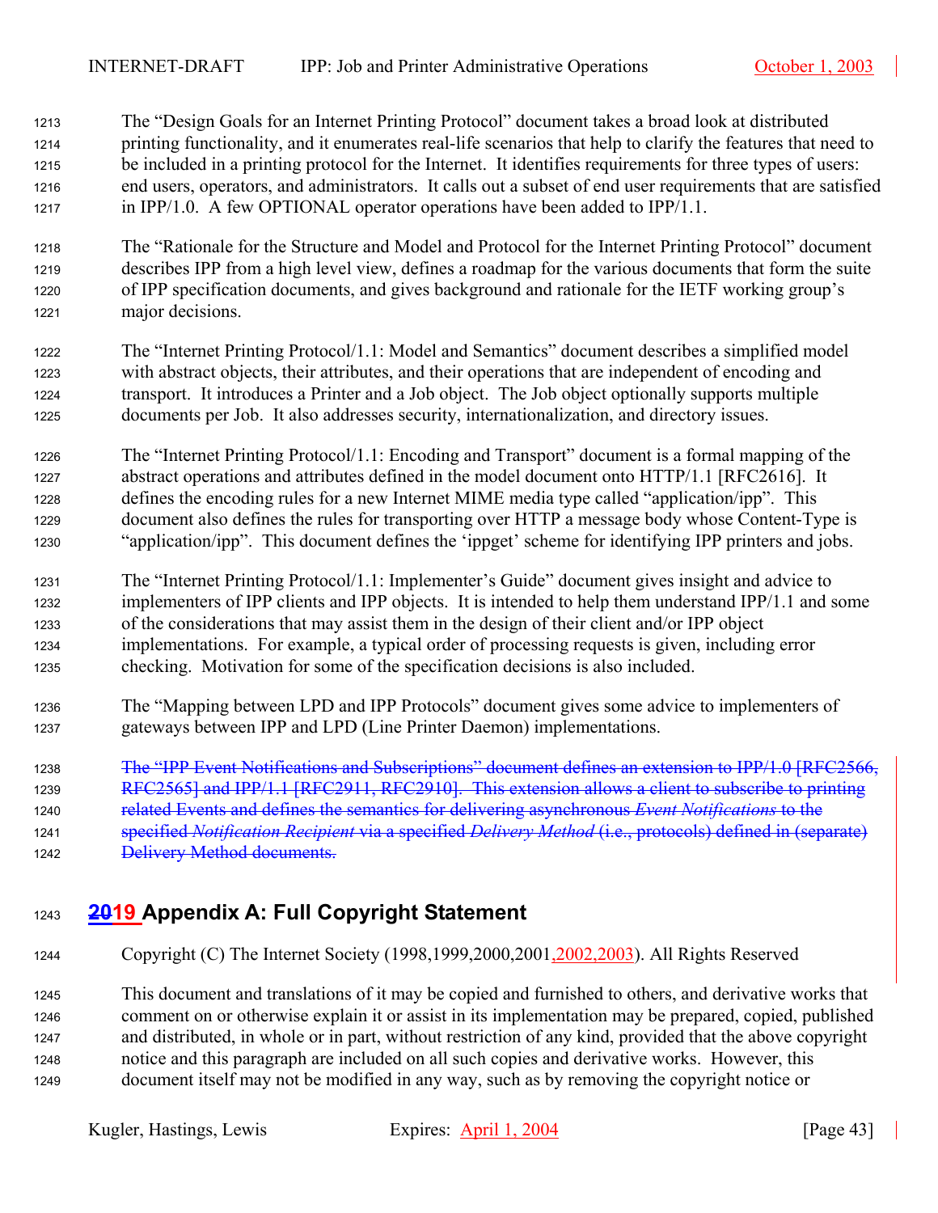The "Design Goals for an Internet Printing Protocol" document takes a broad look at distributed printing functionality, and it enumerates real-life scenarios that help to clarify the features that need to be included in a printing protocol for the Internet. It identifies requirements for three types of users: end users, operators, and administrators. It calls out a subset of end user requirements that are satisfied in IPP/1.0. A few OPTIONAL operator operations have been added to IPP/1.1.

The "Rationale for the Structure and Model and Protocol for the Internet Printing Protocol" document describes IPP from a high level view, defines a roadmap for the various documents that form the suite of IPP specification documents, and gives background and rationale for the IETF working group's major decisions.

The "Internet Printing Protocol/1.1: Model and Semantics" document describes a simplified model with abstract objects, their attributes, and their operations that are independent of encoding and transport. It introduces a Printer and a Job object. The Job object optionally supports multiple documents per Job. It also addresses security, internationalization, and directory issues.

The "Internet Printing Protocol/1.1: Encoding and Transport" document is a formal mapping of the abstract operations and attributes defined in the model document onto HTTP/1.1 [RFC2616]. It defines the encoding rules for a new Internet MIME media type called "application/ipp". This document also defines the rules for transporting over HTTP a message body whose Content-Type is "application/ipp". This document defines the 'ippget' scheme for identifying IPP printers and jobs.

The "Internet Printing Protocol/1.1: Implementer's Guide" document gives insight and advice to implementers of IPP clients and IPP objects. It is intended to help them understand IPP/1.1 and some of the considerations that may assist them in the design of their client and/or IPP object implementations. For example, a typical order of processing requests is given, including error checking. Motivation for some of the specification decisions is also included.

The "Mapping between LPD and IPP Protocols" document gives some advice to implementers of gateways between IPP and LPD (Line Printer Daemon) implementations.

~~The "IPP Event Notifications and Subscriptions" document defines an extension to IPP/1.0 [RFC2566, RFC2565] and IPP/1.1 [RFC2911, RFC2910]. This extension allows a client to subscribe to printing related Events and defines the semantics for delivering asynchronous *Event Notifications* to the specified *Notification Recipient* via a specified *Delivery Method* (i.e., protocols) defined in (separate) Delivery Method documents.~~

# ~~20~~19 Appendix A: Full Copyright Statement

Copyright (C) The Internet Society (1998,1999,2000,2001,2002,2003). All Rights Reserved

This document and translations of it may be copied and furnished to others, and derivative works that comment on or otherwise explain it or assist in its implementation may be prepared, copied, published and distributed, in whole or in part, without restriction of any kind, provided that the above copyright notice and this paragraph are included on all such copies and derivative works. However, this document itself may not be modified in any way, such as by removing the copyright notice or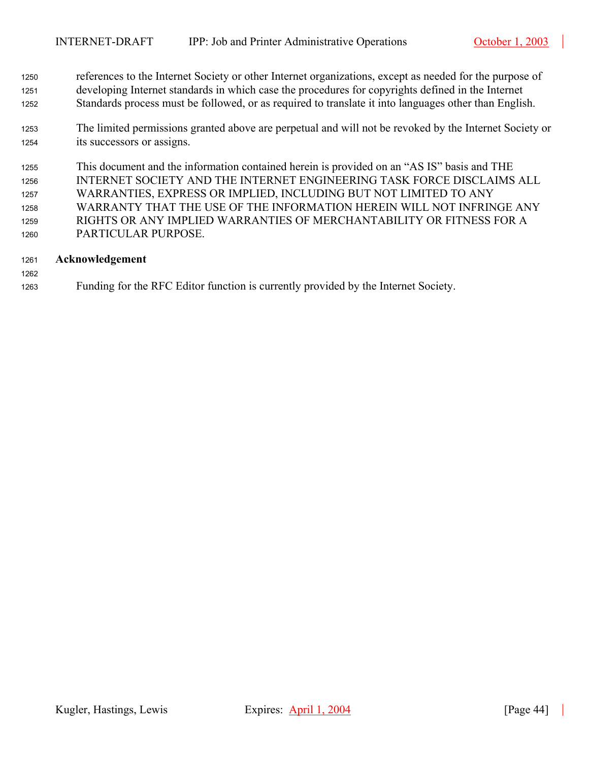references to the Internet Society or other Internet organizations, except as needed for the purpose of developing Internet standards in which case the procedures for copyrights defined in the Internet Standards process must be followed, or as required to translate it into languages other than English.

The limited permissions granted above are perpetual and will not be revoked by the Internet Society or its successors or assigns.

This document and the information contained herein is provided on an "AS IS" basis and THE INTERNET SOCIETY AND THE INTERNET ENGINEERING TASK FORCE DISCLAIMS ALL WARRANTIES, EXPRESS OR IMPLIED, INCLUDING BUT NOT LIMITED TO ANY WARRANTY THAT THE USE OF THE INFORMATION HEREIN WILL NOT INFRINGE ANY RIGHTS OR ANY IMPLIED WARRANTIES OF MERCHANTABILITY OR FITNESS FOR A PARTICULAR PURPOSE.

**Acknowledgement**

Funding for the RFC Editor function is currently provided by the Internet Society.